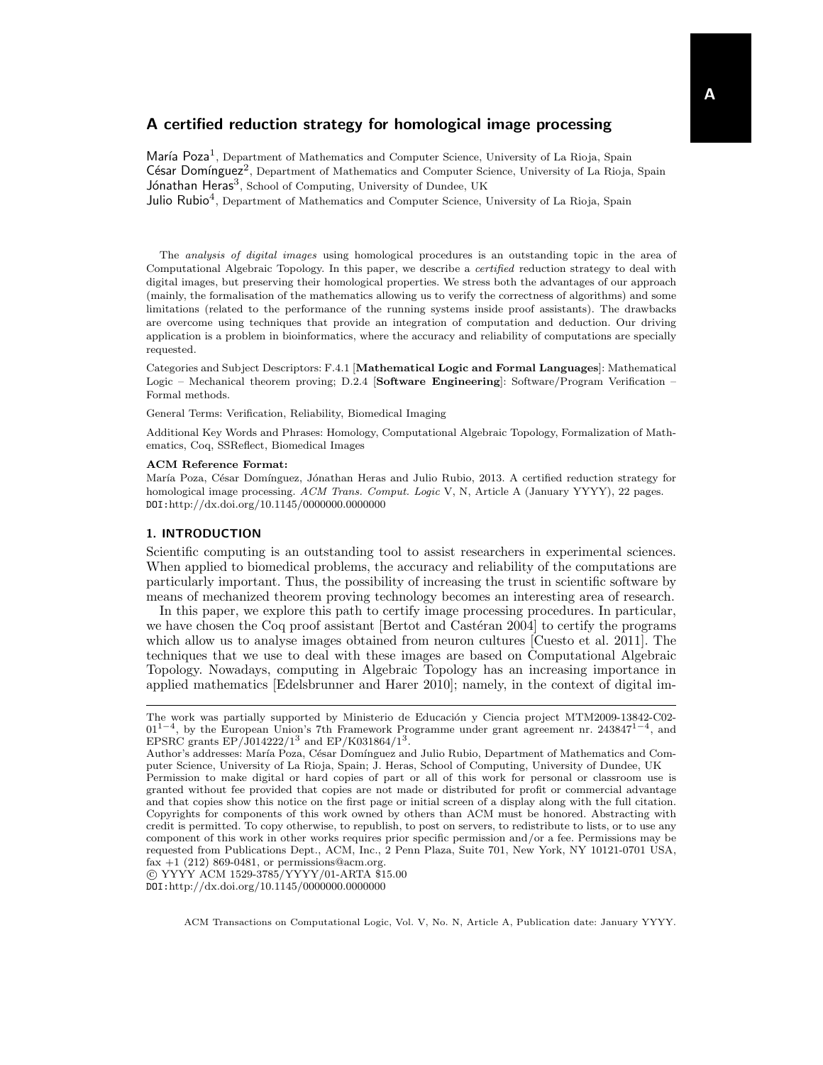# A certified reduction strategy for homological image processing

María Poza[1], Department of Mathematics and Computer Science, University of La Rioja, Spain
César Domínguez[2], Department of Mathematics and Computer Science, University of La Rioja, Spain
Jónathan Heras[3], School of Computing, University of Dundee, UK
Julio Rubio[4], Department of Mathematics and Computer Science, University of La Rioja, Spain

The *analysis of digital images* using homological procedures is an outstanding topic in the area of Computational Algebraic Topology. In this paper, we describe a *certified* reduction strategy to deal with digital images, but preserving their homological properties. We stress both the advantages of our approach (mainly, the formalisation of the mathematics allowing us to verify the correctness of algorithms) and some limitations (related to the performance of the running systems inside proof assistants). The drawbacks are overcome using techniques that provide an integration of computation and deduction. Our driving application is a problem in bioinformatics, where the accuracy and reliability of computations are specially requested.

Categories and Subject Descriptors: F.4.1 [**Mathematical Logic and Formal Languages**]: Mathematical Logic – Mechanical theorem proving; D.2.4 [**Software Engineering**]: Software/Program Verification – Formal methods.

General Terms: Verification, Reliability, Biomedical Imaging

Additional Key Words and Phrases: Homology, Computational Algebraic Topology, Formalization of Mathematics, Coq, SSReflect, Biomedical Images

**ACM Reference Format:**
María Poza, César Domínguez, Jónathan Heras and Julio Rubio, 2013. A certified reduction strategy for homological image processing. *ACM Trans. Comput. Logic* V, N, Article A (January YYYY), 22 pages.
DOI:http://dx.doi.org/10.1145/0000000.0000000

## 1. INTRODUCTION

Scientific computing is an outstanding tool to assist researchers in experimental sciences. When applied to biomedical problems, the accuracy and reliability of the computations are particularly important. Thus, the possibility of increasing the trust in scientific software by means of mechanized theorem proving technology becomes an interesting area of research.

In this paper, we explore this path to certify image processing procedures. In particular, we have chosen the Coq proof assistant [Bertot and Castéran 2004] to certify the programs which allow us to analyse images obtained from neuron cultures [Cuesto et al. 2011]. The techniques that we use to deal with these images are based on Computational Algebraic Topology. Nowadays, computing in Algebraic Topology has an increasing importance in applied mathematics [Edelsbrunner and Harer 2010]; namely, in the context of digital im-

---

The work was partially supported by Ministerio de Educación y Ciencia project MTM2009-13842-C02-01[1−4], by the European Union's 7th Framework Programme under grant agreement nr. 243847[1−4], and EPSRC grants EP/J014222/1[3] and EP/K031864/1[3].
Author's addresses: María Poza, César Domínguez and Julio Rubio, Department of Mathematics and Computer Science, University of La Rioja, Spain; J. Heras, School of Computing, University of Dundee, UK
Permission to make digital or hard copies of part or all of this work for personal or classroom use is granted without fee provided that copies are not made or distributed for profit or commercial advantage and that copies show this notice on the first page or initial screen of a display along with the full citation. Copyrights for components of this work owned by others than ACM must be honored. Abstracting with credit is permitted. To copy otherwise, to republish, to post on servers, to redistribute to lists, or to use any component of this work in other works requires prior specific permission and/or a fee. Permissions may be requested from Publications Dept., ACM, Inc., 2 Penn Plaza, Suite 701, New York, NY 10121-0701 USA, fax +1 (212) 869-0481, or permissions@acm.org.
© YYYY ACM 1529-3785/YYYY/01-ARTA $15.00
DOI:http://dx.doi.org/10.1145/0000000.0000000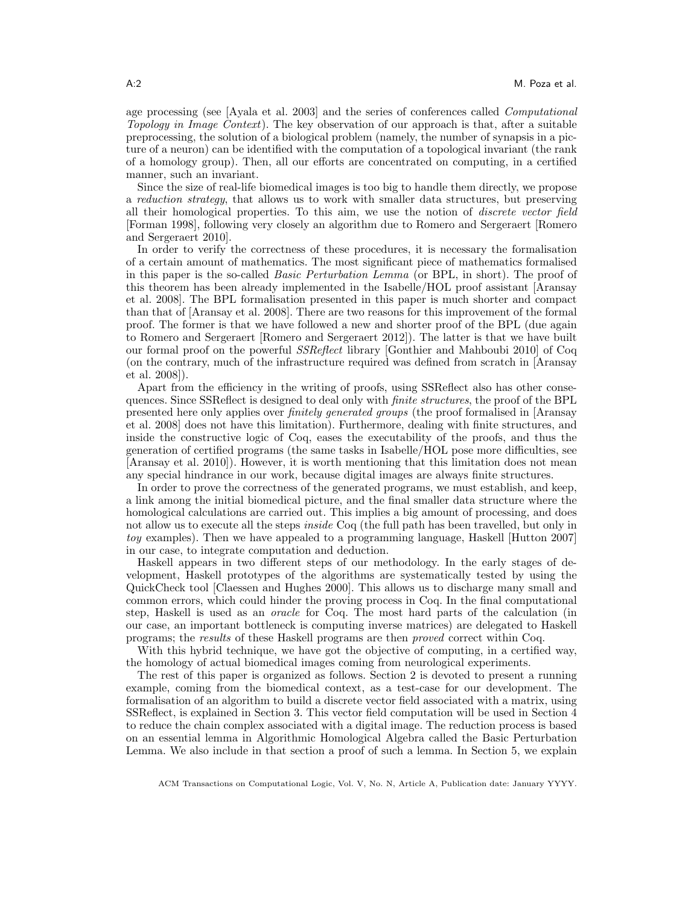age processing (see [Ayala et al. 2003] and the series of conferences called *Computational Topology in Image Context*). The key observation of our approach is that, after a suitable preprocessing, the solution of a biological problem (namely, the number of synapsis in a picture of a neuron) can be identified with the computation of a topological invariant (the rank of a homology group). Then, all our efforts are concentrated on computing, in a certified manner, such an invariant.

Since the size of real-life biomedical images is too big to handle them directly, we propose a *reduction strategy*, that allows us to work with smaller data structures, but preserving all their homological properties. To this aim, we use the notion of *discrete vector field* [Forman 1998], following very closely an algorithm due to Romero and Sergeraert [Romero and Sergeraert 2010].

In order to verify the correctness of these procedures, it is necessary the formalisation of a certain amount of mathematics. The most significant piece of mathematics formalised in this paper is the so-called *Basic Perturbation Lemma* (or BPL, in short). The proof of this theorem has been already implemented in the Isabelle/HOL proof assistant [Aransay et al. 2008]. The BPL formalisation presented in this paper is much shorter and compact than that of [Aransay et al. 2008]. There are two reasons for this improvement of the formal proof. The former is that we have followed a new and shorter proof of the BPL (due again to Romero and Sergeraert [Romero and Sergeraert 2012]). The latter is that we have built our formal proof on the powerful *SSReflect* library [Gonthier and Mahboubi 2010] of Coq (on the contrary, much of the infrastructure required was defined from scratch in [Aransay et al. 2008]).

Apart from the efficiency in the writing of proofs, using SSReflect also has other consequences. Since SSReflect is designed to deal only with *finite structures*, the proof of the BPL presented here only applies over *finitely generated groups* (the proof formalised in [Aransay et al. 2008] does not have this limitation). Furthermore, dealing with finite structures, and inside the constructive logic of Coq, eases the executability of the proofs, and thus the generation of certified programs (the same tasks in Isabelle/HOL pose more difficulties, see [Aransay et al. 2010]). However, it is worth mentioning that this limitation does not mean any special hindrance in our work, because digital images are always finite structures.

In order to prove the correctness of the generated programs, we must establish, and keep, a link among the initial biomedical picture, and the final smaller data structure where the homological calculations are carried out. This implies a big amount of processing, and does not allow us to execute all the steps *inside* Coq (the full path has been travelled, but only in *toy* examples). Then we have appealed to a programming language, Haskell [Hutton 2007] in our case, to integrate computation and deduction.

Haskell appears in two different steps of our methodology. In the early stages of development, Haskell prototypes of the algorithms are systematically tested by using the QuickCheck tool [Claessen and Hughes 2000]. This allows us to discharge many small and common errors, which could hinder the proving process in Coq. In the final computational step, Haskell is used as an *oracle* for Coq. The most hard parts of the calculation (in our case, an important bottleneck is computing inverse matrices) are delegated to Haskell programs; the *results* of these Haskell programs are then *proved* correct within Coq.

With this hybrid technique, we have got the objective of computing, in a certified way, the homology of actual biomedical images coming from neurological experiments.

The rest of this paper is organized as follows. Section 2 is devoted to present a running example, coming from the biomedical context, as a test-case for our development. The formalisation of an algorithm to build a discrete vector field associated with a matrix, using SSReflect, is explained in Section 3. This vector field computation will be used in Section 4 to reduce the chain complex associated with a digital image. The reduction process is based on an essential lemma in Algorithmic Homological Algebra called the Basic Perturbation Lemma. We also include in that section a proof of such a lemma. In Section 5, we explain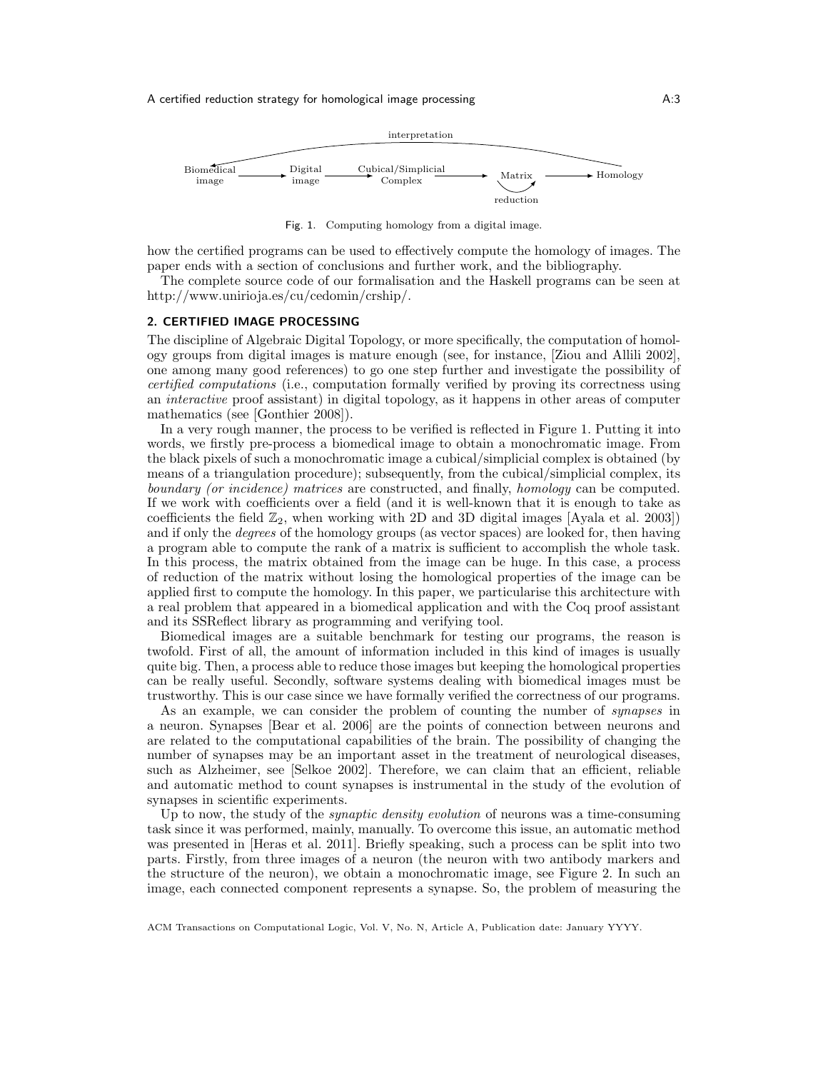interpretation

Biomedical image → Digital image → Cubical/Simplicial Complex → Matrix (reduction) → Homology

Fig. 1. Computing homology from a digital image.

how the certified programs can be used to effectively compute the homology of images. The paper ends with a section of conclusions and further work, and the bibliography.

The complete source code of our formalisation and the Haskell programs can be seen at http://www.unirioja.es/cu/cedomin/crship/.

## 2. CERTIFIED IMAGE PROCESSING

The discipline of Algebraic Digital Topology, or more specifically, the computation of homology groups from digital images is mature enough (see, for instance, [Ziou and Allili 2002], one among many good references) to go one step further and investigate the possibility of *certified computations* (i.e., computation formally verified by proving its correctness using an *interactive* proof assistant) in digital topology, as it happens in other areas of computer mathematics (see [Gonthier 2008]).

In a very rough manner, the process to be verified is reflected in Figure 1. Putting it into words, we firstly pre-process a biomedical image to obtain a monochromatic image. From the black pixels of such a monochromatic image a cubical/simplicial complex is obtained (by means of a triangulation procedure); subsequently, from the cubical/simplicial complex, its *boundary (or incidence) matrices* are constructed, and finally, *homology* can be computed. If we work with coefficients over a field (and it is well-known that it is enough to take as coefficients the field $\mathbb{Z}_2$, when working with 2D and 3D digital images [Ayala et al. 2003]) and if only the *degrees* of the homology groups (as vector spaces) are looked for, then having a program able to compute the rank of a matrix is sufficient to accomplish the whole task. In this process, the matrix obtained from the image can be huge. In this case, a process of reduction of the matrix without losing the homological properties of the image can be applied first to compute the homology. In this paper, we particularise this architecture with a real problem that appeared in a biomedical application and with the Coq proof assistant and its SSReflect library as programming and verifying tool.

Biomedical images are a suitable benchmark for testing our programs, the reason is twofold. First of all, the amount of information included in this kind of images is usually quite big. Then, a process able to reduce those images but keeping the homological properties can be really useful. Secondly, software systems dealing with biomedical images must be trustworthy. This is our case since we have formally verified the correctness of our programs.

As an example, we can consider the problem of counting the number of *synapses* in a neuron. Synapses [Bear et al. 2006] are the points of connection between neurons and are related to the computational capabilities of the brain. The possibility of changing the number of synapses may be an important asset in the treatment of neurological diseases, such as Alzheimer, see [Selkoe 2002]. Therefore, we can claim that an efficient, reliable and automatic method to count synapses is instrumental in the study of the evolution of synapses in scientific experiments.

Up to now, the study of the *synaptic density evolution* of neurons was a time-consuming task since it was performed, mainly, manually. To overcome this issue, an automatic method was presented in [Heras et al. 2011]. Briefly speaking, such a process can be split into two parts. Firstly, from three images of a neuron (the neuron with two antibody markers and the structure of the neuron), we obtain a monochromatic image, see Figure 2. In such an image, each connected component represents a synapse. So, the problem of measuring the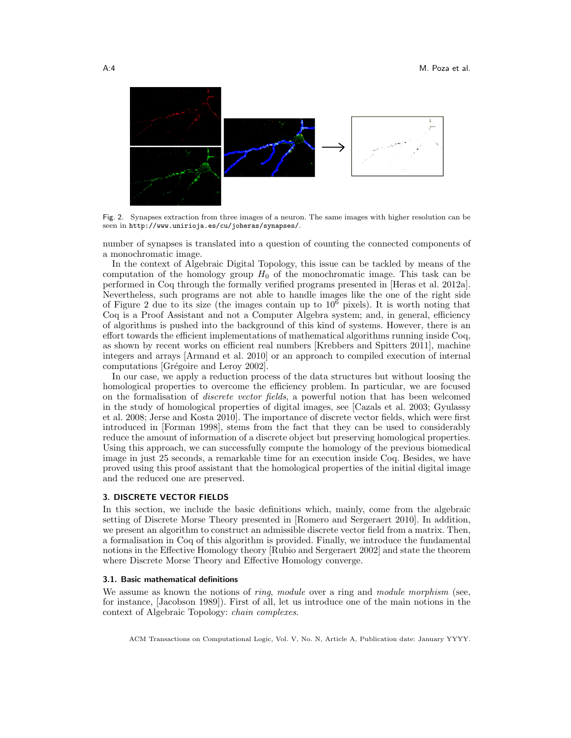Fig. 2. Synapses extraction from three images of a neuron. The same images with higher resolution can be seen in http://www.unirioja.es/cu/joheras/synapses/.

number of synapses is translated into a question of counting the connected components of a monochromatic image.

In the context of Algebraic Digital Topology, this issue can be tackled by means of the computation of the homology group $H_0$ of the monochromatic image. This task can be performed in Coq through the formally verified programs presented in [Heras et al. 2012a]. Nevertheless, such programs are not able to handle images like the one of the right side of Figure 2 due to its size (the images contain up to $10^6$ pixels). It is worth noting that Coq is a Proof Assistant and not a Computer Algebra system; and, in general, efficiency of algorithms is pushed into the background of this kind of systems. However, there is an effort towards the efficient implementations of mathematical algorithms running inside Coq, as shown by recent works on efficient real numbers [Krebbers and Spitters 2011], machine integers and arrays [Armand et al. 2010] or an approach to compiled execution of internal computations [Grégoire and Leroy 2002].

In our case, we apply a reduction process of the data structures but without loosing the homological properties to overcome the efficiency problem. In particular, we are focused on the formalisation of *discrete vector fields*, a powerful notion that has been welcomed in the study of homological properties of digital images, see [Cazals et al. 2003; Gyulassy et al. 2008; Jerse and Kosta 2010]. The importance of discrete vector fields, which were first introduced in [Forman 1998], stems from the fact that they can be used to considerably reduce the amount of information of a discrete object but preserving homological properties. Using this approach, we can successfully compute the homology of the previous biomedical image in just 25 seconds, a remarkable time for an execution inside Coq. Besides, we have proved using this proof assistant that the homological properties of the initial digital image and the reduced one are preserved.

## 3. DISCRETE VECTOR FIELDS

In this section, we include the basic definitions which, mainly, come from the algebraic setting of Discrete Morse Theory presented in [Romero and Sergeraert 2010]. In addition, we present an algorithm to construct an admissible discrete vector field from a matrix. Then, a formalisation in Coq of this algorithm is provided. Finally, we introduce the fundamental notions in the Effective Homology theory [Rubio and Sergeraert 2002] and state the theorem where Discrete Morse Theory and Effective Homology converge.

### 3.1. Basic mathematical definitions

We assume as known the notions of *ring*, *module* over a ring and *module morphism* (see, for instance, [Jacobson 1989]). First of all, let us introduce one of the main notions in the context of Algebraic Topology: *chain complexes*.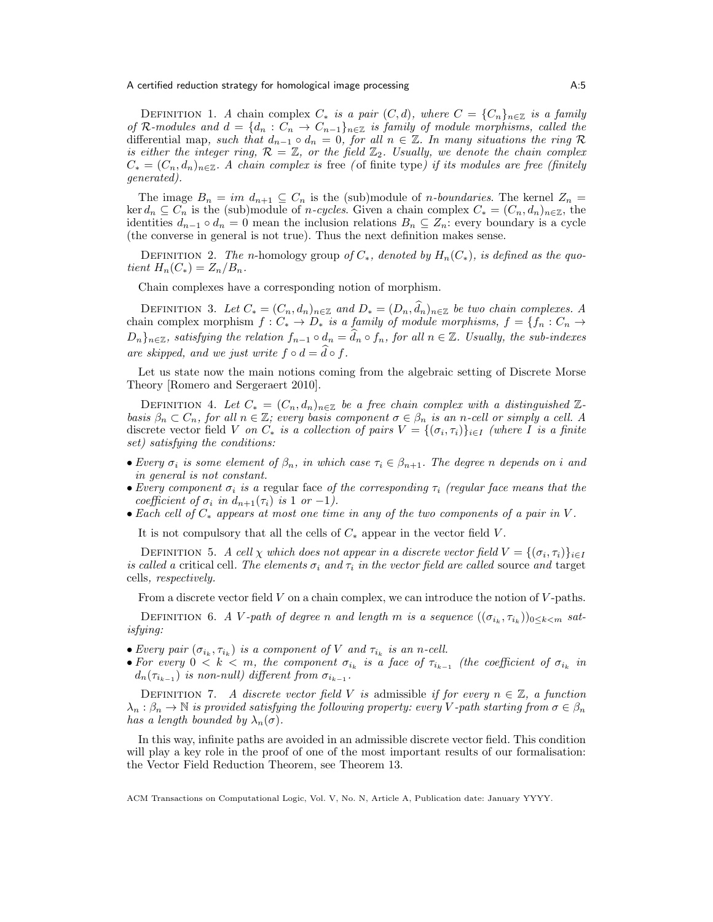DEFINITION 1. *A* chain complex $C_*$ *is a pair* $(C, d)$*, where* $C = \{C_n\}_{n\in\mathbb{Z}}$ *is a family of* $\mathcal{R}$*-modules and* $d = \{d_n : C_n \to C_{n-1}\}_{n\in\mathbb{Z}}$ *is family of module morphisms, called the* differential map*, such that* $d_{n-1} \circ d_n = 0$*, for all* $n \in \mathbb{Z}$*. In many situations the ring* $\mathcal{R}$ *is either the integer ring,* $\mathcal{R} = \mathbb{Z}$*, or the field* $\mathbb{Z}_2$*. Usually, we denote the chain complex* $C_* = (C_n, d_n)_{n\in\mathbb{Z}}$*. A chain complex is* free *(*of finite type*) if its modules are free (finitely generated).*

The image $B_n = im\ d_{n+1} \subseteq C_n$ is the (sub)module of *n-boundaries*. The kernel $Z_n = \ker d_n \subseteq C_n$ is the (sub)module of *n-cycles*. Given a chain complex $C_* = (C_n, d_n)_{n\in\mathbb{Z}}$, the identities $d_{n-1} \circ d_n = 0$ mean the inclusion relations $B_n \subseteq Z_n$: every boundary is a cycle (the converse in general is not true). Thus the next definition makes sense.

DEFINITION 2. *The n*-homology group *of* $C_*$*, denoted by* $H_n(C_*)$*, is defined as the quotient* $H_n(C_*) = Z_n/B_n$*.*

Chain complexes have a corresponding notion of morphism.

DEFINITION 3. *Let* $C_* = (C_n, d_n)_{n\in\mathbb{Z}}$ *and* $D_* = (D_n, \widehat{d}_n)_{n\in\mathbb{Z}}$ *be two chain complexes. A* chain complex morphism $f : C_* \to D_*$ *is a family of module morphisms,* $f = \{f_n : C_n \to D_n\}_{n\in\mathbb{Z}}$*, satisfying the relation* $f_{n-1} \circ d_n = \widehat{d}_n \circ f_n$*, for all* $n \in \mathbb{Z}$*. Usually, the sub-indexes are skipped, and we just write* $f \circ d = \widehat{d} \circ f$*.*

Let us state now the main notions coming from the algebraic setting of Discrete Morse Theory [Romero and Sergeraert 2010].

DEFINITION 4. *Let* $C_* = (C_n, d_n)_{n\in\mathbb{Z}}$ *be a free chain complex with a distinguished* $\mathbb{Z}$*-basis* $\beta_n \subset C_n$*, for all* $n \in \mathbb{Z}$*; every basis component* $\sigma \in \beta_n$ *is an n-cell or simply a cell. A* discrete vector field $V$ *on* $C_*$ *is a collection of pairs* $V = \{(\sigma_i, \tau_i)\}_{i\in I}$ *(where I is a finite set) satisfying the conditions:*

- *Every* $\sigma_i$ *is some element of* $\beta_n$*, in which case* $\tau_i \in \beta_{n+1}$*. The degree n depends on i and in general is not constant.*
- *Every component* $\sigma_i$ *is a* regular face *of the corresponding* $\tau_i$ *(regular face means that the coefficient of* $\sigma_i$ *in* $d_{n+1}(\tau_i)$ *is* 1 *or* $-1$*).*
- *Each cell of* $C_*$ *appears at most one time in any of the two components of a pair in* $V$*.*

It is not compulsory that all the cells of $C_*$ appear in the vector field $V$.

DEFINITION 5. *A cell* $\chi$ *which does not appear in a discrete vector field* $V = \{(\sigma_i, \tau_i)\}_{i\in I}$ *is called a* critical cell*. The elements* $\sigma_i$ *and* $\tau_i$ *in the vector field are called* source *and* target cells*, respectively.*

From a discrete vector field $V$ on a chain complex, we can introduce the notion of $V$-paths.

DEFINITION 6. *A V-path of degree n and length m is a sequence* $((\sigma_{i_k}, \tau_{i_k}))_{0\leq k<m}$ *satisfying:*

- *Every pair* $(\sigma_{i_k}, \tau_{i_k})$ *is a component of* $V$ *and* $\tau_{i_k}$ *is an n-cell.*
- *For every* $0 < k < m$*, the component* $\sigma_{i_k}$ *is a face of* $\tau_{i_{k-1}}$ *(the coefficient of* $\sigma_{i_k}$ *in* $d_n(\tau_{i_{k-1}})$ *is non-null) different from* $\sigma_{i_{k-1}}$*.*

DEFINITION 7. *A discrete vector field V is* admissible *if for every* $n \in \mathbb{Z}$*, a function* $\lambda_n : \beta_n \to \mathbb{N}$ *is provided satisfying the following property: every V-path starting from* $\sigma \in \beta_n$ *has a length bounded by* $\lambda_n(\sigma)$*.*

In this way, infinite paths are avoided in an admissible discrete vector field. This condition will play a key role in the proof of one of the most important results of our formalisation: the Vector Field Reduction Theorem, see Theorem 13.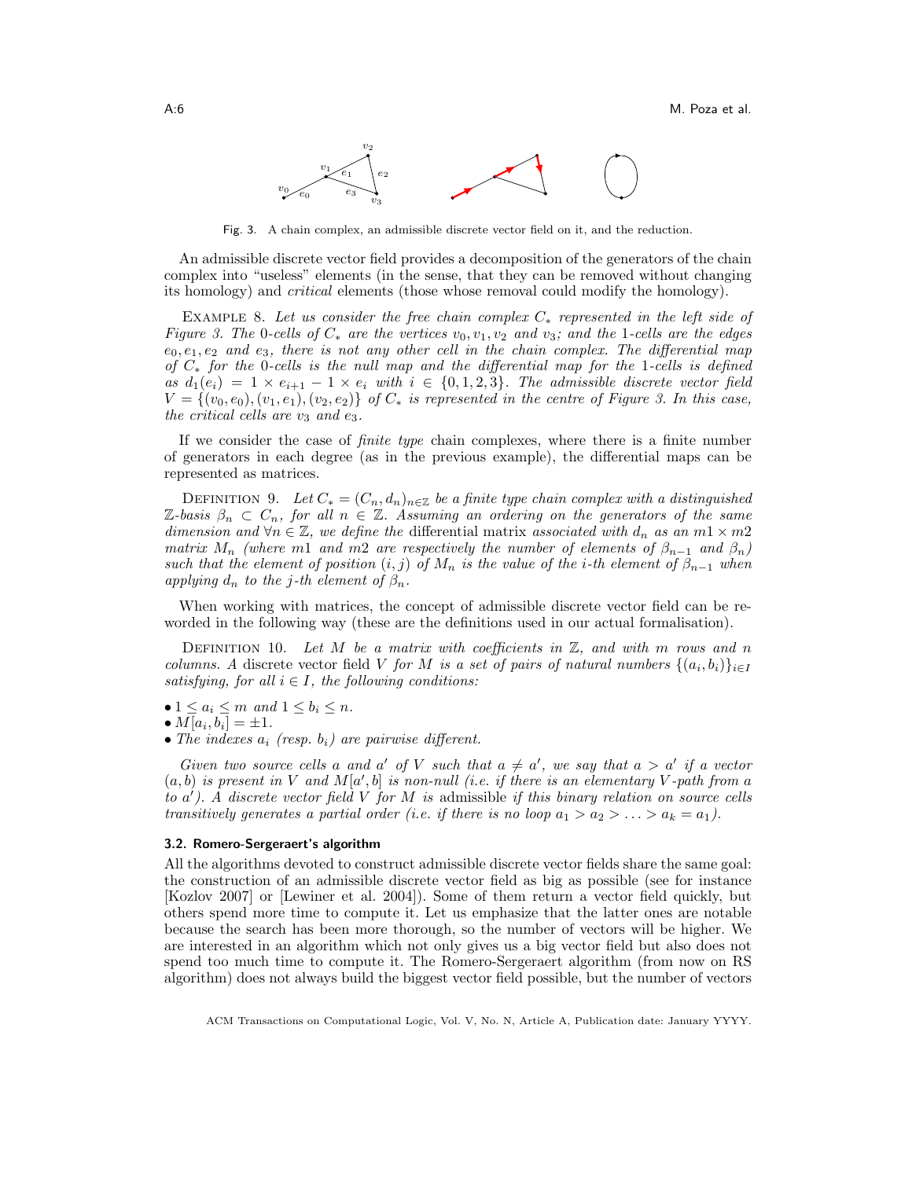Fig. 3. A chain complex, an admissible discrete vector field on it, and the reduction.

An admissible discrete vector field provides a decomposition of the generators of the chain complex into "useless" elements (in the sense, that they can be removed without changing its homology) and *critical* elements (those whose removal could modify the homology).

EXAMPLE 8. *Let us consider the free chain complex $C_*$ represented in the left side of Figure 3. The 0-cells of $C_*$ are the vertices $v_0, v_1, v_2$ and $v_3$; and the 1-cells are the edges $e_0, e_1, e_2$ and $e_3$, there is not any other cell in the chain complex. The differential map of $C_*$ for the 0-cells is the null map and the differential map for the 1-cells is defined as $d_1(e_i) = 1 \times e_{i+1} - 1 \times e_i$ with $i \in \{0, 1, 2, 3\}$. The admissible discrete vector field $V = \{(v_0, e_0), (v_1, e_1), (v_2, e_2)\}$ of $C_*$ is represented in the centre of Figure 3. In this case, the critical cells are $v_3$ and $e_3$.*

If we consider the case of *finite type* chain complexes, where there is a finite number of generators in each degree (as in the previous example), the differential maps can be represented as matrices.

DEFINITION 9. *Let $C_* = (C_n, d_n)_{n\in\mathbb{Z}}$ be a finite type chain complex with a distinguished $\mathbb{Z}$-basis $\beta_n \subset C_n$, for all $n \in \mathbb{Z}$. Assuming an ordering on the generators of the same dimension and $\forall n \in \mathbb{Z}$, we define the* differential matrix *associated with $d_n$ as an $m1 \times m2$ matrix $M_n$ (where $m1$ and $m2$ are respectively the number of elements of $\beta_{n-1}$ and $\beta_n$) such that the element of position $(i, j)$ of $M_n$ is the value of the $i$-th element of $\beta_{n-1}$ when applying $d_n$ to the $j$-th element of $\beta_n$.*

When working with matrices, the concept of admissible discrete vector field can be reworded in the following way (these are the definitions used in our actual formalisation).

DEFINITION 10. *Let $M$ be a matrix with coefficients in $\mathbb{Z}$, and with $m$ rows and $n$ columns. A* discrete vector field *$V$ for $M$ is a set of pairs of natural numbers $\{(a_i, b_i)\}_{i\in I}$ satisfying, for all $i \in I$, the following conditions:*

- *$1 \leq a_i \leq m$ and $1 \leq b_i \leq n$.*
- *$M[a_i, b_i] = \pm 1$.*
- *The indexes $a_i$ (resp. $b_i$) are pairwise different.*

*Given two source cells $a$ and $a'$ of $V$ such that $a \neq a'$, we say that $a > a'$ if a vector $(a, b)$ is present in $V$ and $M[a', b]$ is non-null (i.e. if there is an elementary $V$-path from $a$ to $a'$). A discrete vector field $V$ for $M$ is* admissible *if this binary relation on source cells transitively generates a partial order (i.e. if there is no loop $a_1 > a_2 > \ldots > a_k = a_1$).*

### 3.2. Romero-Sergeraert's algorithm

All the algorithms devoted to construct admissible discrete vector fields share the same goal: the construction of an admissible discrete vector field as big as possible (see for instance [Kozlov 2007] or [Lewiner et al. 2004]). Some of them return a vector field quickly, but others spend more time to compute it. Let us emphasize that the latter ones are notable because the search has been more thorough, so the number of vectors will be higher. We are interested in an algorithm which not only gives us a big vector field but also does not spend too much time to compute it. The Romero-Sergeraert algorithm (from now on RS algorithm) does not always build the biggest vector field possible, but the number of vectors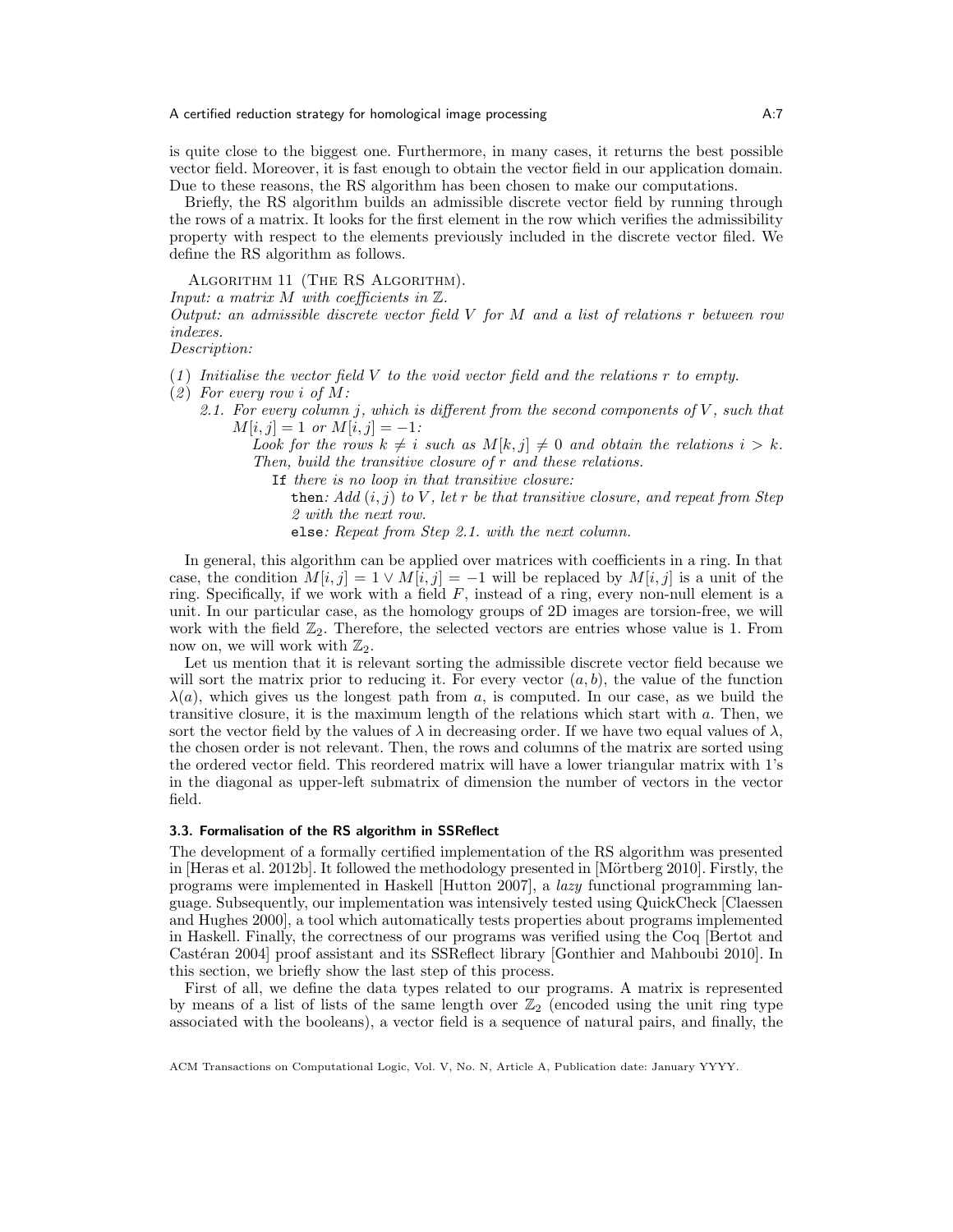is quite close to the biggest one. Furthermore, in many cases, it returns the best possible vector field. Moreover, it is fast enough to obtain the vector field in our application domain. Due to these reasons, the RS algorithm has been chosen to make our computations.

Briefly, the RS algorithm builds an admissible discrete vector field by running through the rows of a matrix. It looks for the first element in the row which verifies the admissibility property with respect to the elements previously included in the discrete vector filed. We define the RS algorithm as follows.

ALGORITHM 11 (THE RS ALGORITHM).
*Input: a matrix $M$ with coefficients in $\mathbb{Z}$.*
*Output: an admissible discrete vector field $V$ for $M$ and a list of relations $r$ between row indexes.*
*Description:*

(1) *Initialise the vector field $V$ to the void vector field and the relations $r$ to empty.*
(2) *For every row $i$ of $M$:*
   2.1. *For every column $j$, which is different from the second components of $V$, such that $M[i,j] = 1$ or $M[i,j] = -1$:*
      *Look for the rows $k \neq i$ such as $M[k,j] \neq 0$ and obtain the relations $i > k$. Then, build the transitive closure of $r$ and these relations.*
         If *there is no loop in that transitive closure:*
            then*: Add $(i,j)$ to $V$, let $r$ be that transitive closure, and repeat from Step 2 with the next row.*
            else*: Repeat from Step 2.1. with the next column.*

In general, this algorithm can be applied over matrices with coefficients in a ring. In that case, the condition $M[i,j] = 1 \vee M[i,j] = -1$ will be replaced by $M[i,j]$ is a unit of the ring. Specifically, if we work with a field $F$, instead of a ring, every non-null element is a unit. In our particular case, as the homology groups of 2D images are torsion-free, we will work with the field $\mathbb{Z}_2$. Therefore, the selected vectors are entries whose value is 1. From now on, we will work with $\mathbb{Z}_2$.

Let us mention that it is relevant sorting the admissible discrete vector field because we will sort the matrix prior to reducing it. For every vector $(a,b)$, the value of the function $\lambda(a)$, which gives us the longest path from $a$, is computed. In our case, as we build the transitive closure, it is the maximum length of the relations which start with $a$. Then, we sort the vector field by the values of $\lambda$ in decreasing order. If we have two equal values of $\lambda$, the chosen order is not relevant. Then, the rows and columns of the matrix are sorted using the ordered vector field. This reordered matrix will have a lower triangular matrix with 1's in the diagonal as upper-left submatrix of dimension the number of vectors in the vector field.

### 3.3. Formalisation of the RS algorithm in SSReflect

The development of a formally certified implementation of the RS algorithm was presented in [Heras et al. 2012b]. It followed the methodology presented in [Mörtberg 2010]. Firstly, the programs were implemented in Haskell [Hutton 2007], a *lazy* functional programming language. Subsequently, our implementation was intensively tested using QuickCheck [Claessen and Hughes 2000], a tool which automatically tests properties about programs implemented in Haskell. Finally, the correctness of our programs was verified using the Coq [Bertot and Castéran 2004] proof assistant and its SSReflect library [Gonthier and Mahboubi 2010]. In this section, we briefly show the last step of this process.

First of all, we define the data types related to our programs. A matrix is represented by means of a list of lists of the same length over $\mathbb{Z}_2$ (encoded using the unit ring type associated with the booleans), a vector field is a sequence of natural pairs, and finally, the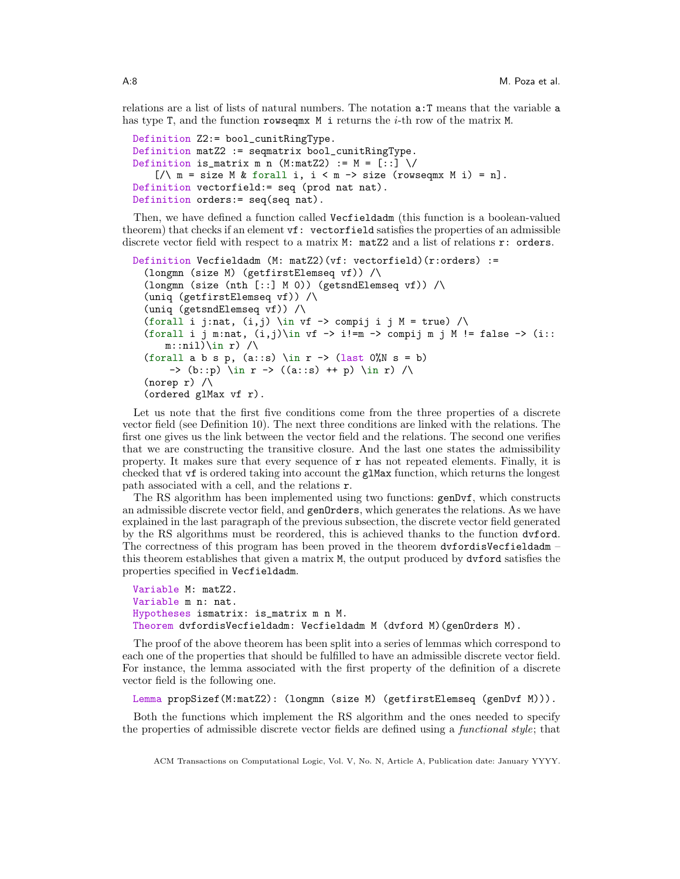relations are a list of lists of natural numbers. The notation `a:T` means that the variable `a` has type `T`, and the function `rowseqmx M i` returns the $i$-th row of the matrix `M`.

```
Definition Z2:= bool_cunitRingType.
Definition matZ2 := seqmatrix bool_cunitRingType.
Definition is_matrix m n (M:matZ2) := M = [::] \/
    [/\ m = size M & forall i, i < m -> size (rowseqmx M i) = n].
Definition vectorfield:= seq (prod nat nat).
Definition orders:= seq(seq nat).
```

Then, we have defined a function called `Vecfieldadm` (this function is a boolean-valued theorem) that checks if an element `vf: vectorfield` satisfies the properties of an admissible discrete vector field with respect to a matrix `M: matZ2` and a list of relations `r: orders`.

```
Definition Vecfieldadm (M: matZ2)(vf: vectorfield)(r:orders) :=
  (longmn (size M) (getfirstElemseq vf)) /\
  (longmn (size (nth [::] M 0)) (getsndElemseq vf)) /\
  (uniq (getfirstElemseq vf)) /\
  (uniq (getsndElemseq vf)) /\
  (forall i j:nat, (i,j) \in vf -> compij i j M = true) /\
  (forall i j m:nat, (i,j)\in vf -> i!=m -> compij m j M != false -> (i::
     m::nil)\in r) /\
  (forall a b s p, (a::s) \in r -> (last 0%N s = b)
      -> (b::p) \in r -> ((a::s) ++ p) \in r) /\
  (norep r) /\
  (ordered glMax vf r).
```

Let us note that the first five conditions come from the three properties of a discrete vector field (see Definition 10). The next three conditions are linked with the relations. The first one gives us the link between the vector field and the relations. The second one verifies that we are constructing the transitive closure. And the last one states the admissibility property. It makes sure that every sequence of `r` has not repeated elements. Finally, it is checked that `vf` is ordered taking into account the `glMax` function, which returns the longest path associated with a cell, and the relations `r`.

The RS algorithm has been implemented using two functions: `genDvf`, which constructs an admissible discrete vector field, and `genOrders`, which generates the relations. As we have explained in the last paragraph of the previous subsection, the discrete vector field generated by the RS algorithms must be reordered, this is achieved thanks to the function `dvford`. The correctness of this program has been proved in the theorem `dvfordisVecfieldadm` – this theorem establishes that given a matrix `M`, the output produced by `dvford` satisfies the properties specified in `Vecfieldadm`.

```
Variable M: matZ2.
Variable m n: nat.
Hypotheses ismatrix: is_matrix m n M.
Theorem dvfordisVecfieldadm: Vecfieldadm M (dvford M)(genOrders M).
```

The proof of the above theorem has been split into a series of lemmas which correspond to each one of the properties that should be fulfilled to have an admissible discrete vector field. For instance, the lemma associated with the first property of the definition of a discrete vector field is the following one.

```
Lemma propSizef(M:matZ2): (longmn (size M) (getfirstElemseq (genDvf M))).
```

Both the functions which implement the RS algorithm and the ones needed to specify the properties of admissible discrete vector fields are defined using a *functional style*; that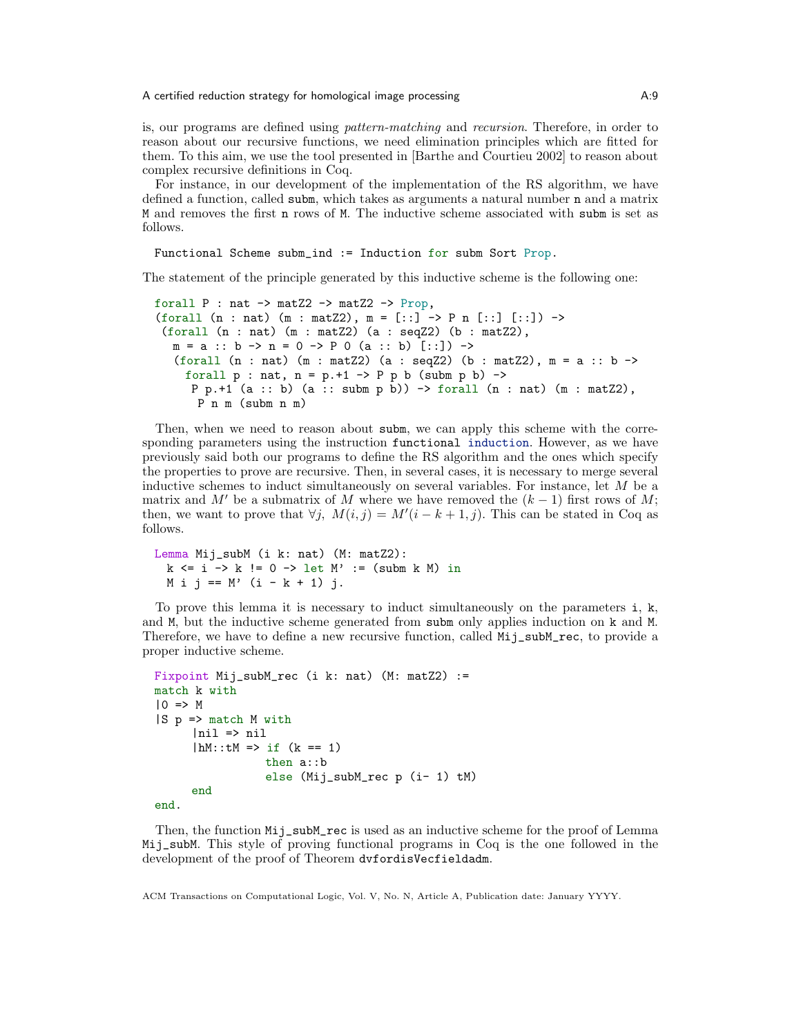is, our programs are defined using *pattern-matching* and *recursion*. Therefore, in order to reason about our recursive functions, we need elimination principles which are fitted for them. To this aim, we use the tool presented in [Barthe and Courtieu 2002] to reason about complex recursive definitions in Coq.

For instance, in our development of the implementation of the RS algorithm, we have defined a function, called `subm`, which takes as arguments a natural number `n` and a matrix `M` and removes the first `n` rows of `M`. The inductive scheme associated with `subm` is set as follows.

```
Functional Scheme subm_ind := Induction for subm Sort Prop.
```

The statement of the principle generated by this inductive scheme is the following one:

```
forall P : nat -> matZ2 -> matZ2 -> Prop,
(forall (n : nat) (m : matZ2), m = [::] -> P n [::] [::]) ->
 (forall (n : nat) (m : matZ2) (a : seqZ2) (b : matZ2),
   m = a :: b -> n = 0 -> P 0 (a :: b) [::]) ->
   (forall (n : nat) (m : matZ2) (a : seqZ2) (b : matZ2), m = a :: b ->
     forall p : nat, n = p.+1 -> P p b (subm p b) ->
      P p.+1 (a :: b) (a :: subm p b)) -> forall (n : nat) (m : matZ2),
       P n m (subm n m)
```

Then, when we need to reason about `subm`, we can apply this scheme with the corresponding parameters using the instruction `functional induction`. However, as we have previously said both our programs to define the RS algorithm and the ones which specify the properties to prove are recursive. Then, in several cases, it is necessary to merge several inductive schemes to induct simultaneously on several variables. For instance, let $M$ be a matrix and $M'$ be a submatrix of $M$ where we have removed the $(k-1)$ first rows of $M$; then, we want to prove that $\forall j,\ M(i,j) = M'(i-k+1,j)$. This can be stated in Coq as follows.

```
Lemma Mij_subM (i k: nat) (M: matZ2):
  k <= i -> k != 0 -> let M' := (subm k M) in
  M i j == M' (i - k + 1) j.
```

To prove this lemma it is necessary to induct simultaneously on the parameters `i`, `k`, and `M`, but the inductive scheme generated from `subm` only applies induction on `k` and `M`. Therefore, we have to define a new recursive function, called `Mij_subM_rec`, to provide a proper inductive scheme.

```
Fixpoint Mij_subM_rec (i k: nat) (M: matZ2) :=
match k with
|O => M
|S p => match M with
      |nil => nil
      |hM::tM => if (k == 1)
                 then a::b
                 else (Mij_subM_rec p (i- 1) tM)
      end
end.
```

Then, the function `Mij_subM_rec` is used as an inductive scheme for the proof of Lemma `Mij_subM`. This style of proving functional programs in Coq is the one followed in the development of the proof of Theorem `dvfordisVecfieldadm`.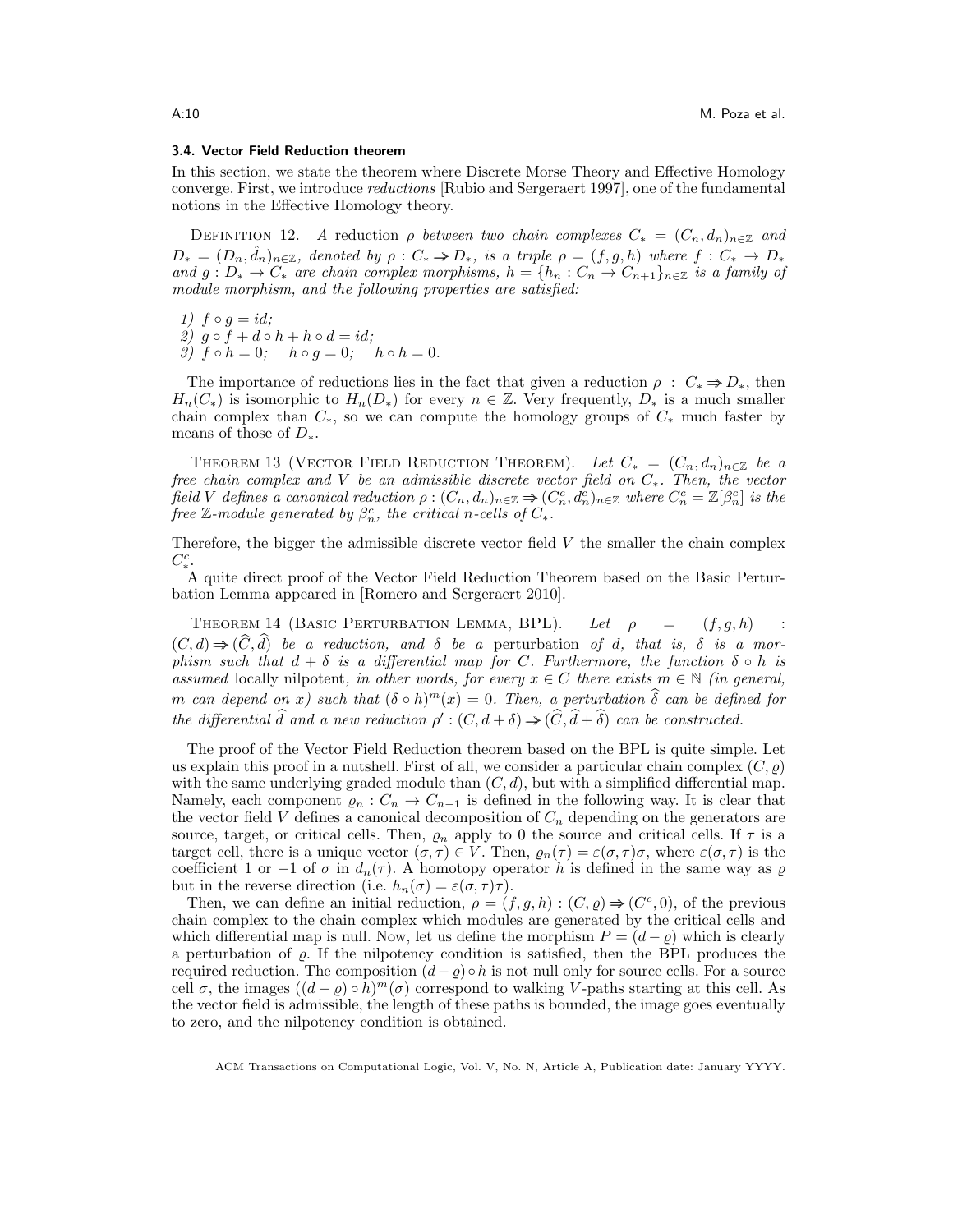### 3.4. Vector Field Reduction theorem

In this section, we state the theorem where Discrete Morse Theory and Effective Homology converge. First, we introduce *reductions* [Rubio and Sergeraert 1997], one of the fundamental notions in the Effective Homology theory.

DEFINITION 12. *A* reduction *$\rho$ between two chain complexes $C_* = (C_n, d_n)_{n\in\mathbb{Z}}$ and $D_* = (D_n, \hat{d}_n)_{n\in\mathbb{Z}}$, denoted by $\rho : C_* \Rightarrow D_*$, is a triple $\rho = (f, g, h)$ where $f : C_* \to D_*$ and $g : D_* \to C_*$ are chain complex morphisms, $h = \{h_n : C_n \to C_{n+1}\}_{n\in\mathbb{Z}}$ is a family of module morphism, and the following properties are satisfied:*

*1) $f \circ g = id$;*
*2) $g \circ f + d \circ h + h \circ d = id$;*
*3) $f \circ h = 0$; $\quad h \circ g = 0$; $\quad h \circ h = 0$.*

The importance of reductions lies in the fact that given a reduction $\rho : C_* \Rightarrow D_*$, then $H_n(C_*)$ is isomorphic to $H_n(D_*)$ for every $n \in \mathbb{Z}$. Very frequently, $D_*$ is a much smaller chain complex than $C_*$, so we can compute the homology groups of $C_*$ much faster by means of those of $D_*$.

THEOREM 13 (VECTOR FIELD REDUCTION THEOREM). *Let $C_* = (C_n, d_n)_{n\in\mathbb{Z}}$ be a free chain complex and $V$ be an admissible discrete vector field on $C_*$. Then, the vector field $V$ defines a canonical reduction $\rho : (C_n, d_n)_{n\in\mathbb{Z}} \Rightarrow (C^c_n, d^c_n)_{n\in\mathbb{Z}}$ where $C^c_n = \mathbb{Z}[\beta^c_n]$ is the free $\mathbb{Z}$-module generated by $\beta^c_n$, the critical $n$-cells of $C_*$.*

Therefore, the bigger the admissible discrete vector field $V$ the smaller the chain complex $C^c_*$.

A quite direct proof of the Vector Field Reduction Theorem based on the Basic Perturbation Lemma appeared in [Romero and Sergeraert 2010].

THEOREM 14 (BASIC PERTURBATION LEMMA, BPL). *Let $\rho = (f, g, h) : (C, d) \Rightarrow (\widehat{C}, \widehat{d})$ be a reduction, and $\delta$ be a* perturbation *of $d$, that is, $\delta$ is a morphism such that $d + \delta$ is a differential map for $C$. Furthermore, the function $\delta \circ h$ is assumed* locally nilpotent*, in other words, for every $x \in C$ there exists $m \in \mathbb{N}$ (in general, $m$ can depend on $x$) such that $(\delta \circ h)^m(x) = 0$. Then, a perturbation $\widehat{\delta}$ can be defined for the differential $\widehat{d}$ and a new reduction $\rho' : (C, d + \delta) \Rightarrow (\widehat{C}, \widehat{d} + \widehat{\delta})$ can be constructed.*

The proof of the Vector Field Reduction theorem based on the BPL is quite simple. Let us explain this proof in a nutshell. First of all, we consider a particular chain complex $(C, \varrho)$ with the same underlying graded module than $(C, d)$, but with a simplified differential map. Namely, each component $\varrho_n : C_n \to C_{n-1}$ is defined in the following way. It is clear that the vector field $V$ defines a canonical decomposition of $C_n$ depending on the generators are source, target, or critical cells. Then, $\varrho_n$ apply to 0 the source and critical cells. If $\tau$ is a target cell, there is a unique vector $(\sigma, \tau) \in V$. Then, $\varrho_n(\tau) = \varepsilon(\sigma, \tau)\sigma$, where $\varepsilon(\sigma, \tau)$ is the coefficient 1 or $-1$ of $\sigma$ in $d_n(\tau)$. A homotopy operator $h$ is defined in the same way as $\varrho$ but in the reverse direction (i.e. $h_n(\sigma) = \varepsilon(\sigma, \tau)\tau$).

Then, we can define an initial reduction, $\rho = (f, g, h) : (C, \varrho) \Rightarrow (C^c, 0)$, of the previous chain complex to the chain complex which modules are generated by the critical cells and which differential map is null. Now, let us define the morphism $P = (d - \varrho)$ which is clearly a perturbation of $\varrho$. If the nilpotency condition is satisfied, then the BPL produces the required reduction. The composition $(d - \varrho) \circ h$ is not null only for source cells. For a source cell $\sigma$, the images $((d - \varrho) \circ h)^m(\sigma)$ correspond to walking $V$-paths starting at this cell. As the vector field is admissible, the length of these paths is bounded, the image goes eventually to zero, and the nilpotency condition is obtained.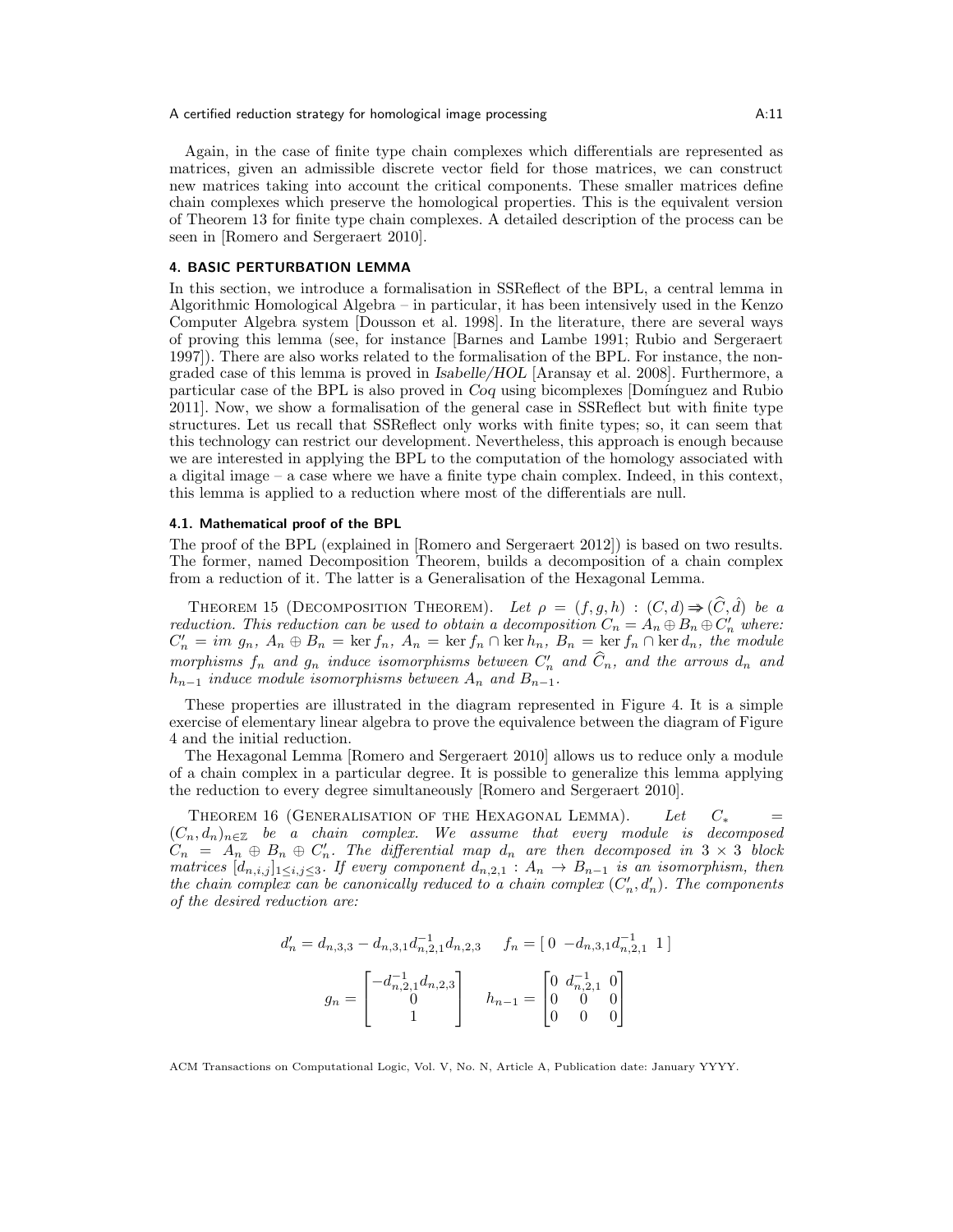Again, in the case of finite type chain complexes which differentials are represented as matrices, given an admissible discrete vector field for those matrices, we can construct new matrices taking into account the critical components. These smaller matrices define chain complexes which preserve the homological properties. This is the equivalent version of Theorem 13 for finite type chain complexes. A detailed description of the process can be seen in [Romero and Sergeraert 2010].

## 4. BASIC PERTURBATION LEMMA

In this section, we introduce a formalisation in SSReflect of the BPL, a central lemma in Algorithmic Homological Algebra – in particular, it has been intensively used in the Kenzo Computer Algebra system [Dousson et al. 1998]. In the literature, there are several ways of proving this lemma (see, for instance [Barnes and Lambe 1991; Rubio and Sergeraert 1997]). There are also works related to the formalisation of the BPL. For instance, the non-graded case of this lemma is proved in *Isabelle/HOL* [Aransay et al. 2008]. Furthermore, a particular case of the BPL is also proved in *Coq* using bicomplexes [Domínguez and Rubio 2011]. Now, we show a formalisation of the general case in SSReflect but with finite type structures. Let us recall that SSReflect only works with finite types; so, it can seem that this technology can restrict our development. Nevertheless, this approach is enough because we are interested in applying the BPL to the computation of the homology associated with a digital image – a case where we have a finite type chain complex. Indeed, in this context, this lemma is applied to a reduction where most of the differentials are null.

### 4.1. Mathematical proof of the BPL

The proof of the BPL (explained in [Romero and Sergeraert 2012]) is based on two results. The former, named Decomposition Theorem, builds a decomposition of a chain complex from a reduction of it. The latter is a Generalisation of the Hexagonal Lemma.

THEOREM 15 (DECOMPOSITION THEOREM). *Let $\rho = (f, g, h) : (C, d) \Rightarrow (\widehat{C}, \hat{d})$ be a reduction. This reduction can be used to obtain a decomposition $C_n = A_n \oplus B_n \oplus C'_n$ where: $C'_n = im\ g_n$, $A_n \oplus B_n = \ker f_n$, $A_n = \ker f_n \cap \ker h_n$, $B_n = \ker f_n \cap \ker d_n$, the module morphisms $f_n$ and $g_n$ induce isomorphisms between $C'_n$ and $\widehat{C}_n$, and the arrows $d_n$ and $h_{n-1}$ induce module isomorphisms between $A_n$ and $B_{n-1}$.*

These properties are illustrated in the diagram represented in Figure 4. It is a simple exercise of elementary linear algebra to prove the equivalence between the diagram of Figure 4 and the initial reduction.

The Hexagonal Lemma [Romero and Sergeraert 2010] allows us to reduce only a module of a chain complex in a particular degree. It is possible to generalize this lemma applying the reduction to every degree simultaneously [Romero and Sergeraert 2010].

THEOREM 16 (GENERALISATION OF THE HEXAGONAL LEMMA). *Let $C_* = (C_n, d_n)_{n \in \mathbb{Z}}$ be a chain complex. We assume that every module is decomposed $C_n = A_n \oplus B_n \oplus C'_n$. The differential map $d_n$ are then decomposed in $3 \times 3$ block matrices $[d_{n,i,j}]_{1 \le i,j \le 3}$. If every component $d_{n,2,1} : A_n \to B_{n-1}$ is an isomorphism, then the chain complex can be canonically reduced to a chain complex $(C'_n, d'_n)$. The components of the desired reduction are:*

$$d'_n = d_{n,3,3} - d_{n,3,1} d_{n,2,1}^{-1} d_{n,2,3} \qquad f_n = [\, 0 \ \ -d_{n,3,1} d_{n,2,1}^{-1} \ \ 1 \,]$$

$$g_n = \begin{bmatrix} -d_{n,2,1}^{-1} d_{n,2,3} \\ 0 \\ 1 \end{bmatrix} \qquad h_{n-1} = \begin{bmatrix} 0 & d_{n,2,1}^{-1} & 0 \\ 0 & 0 & 0 \\ 0 & 0 & 0 \end{bmatrix}$$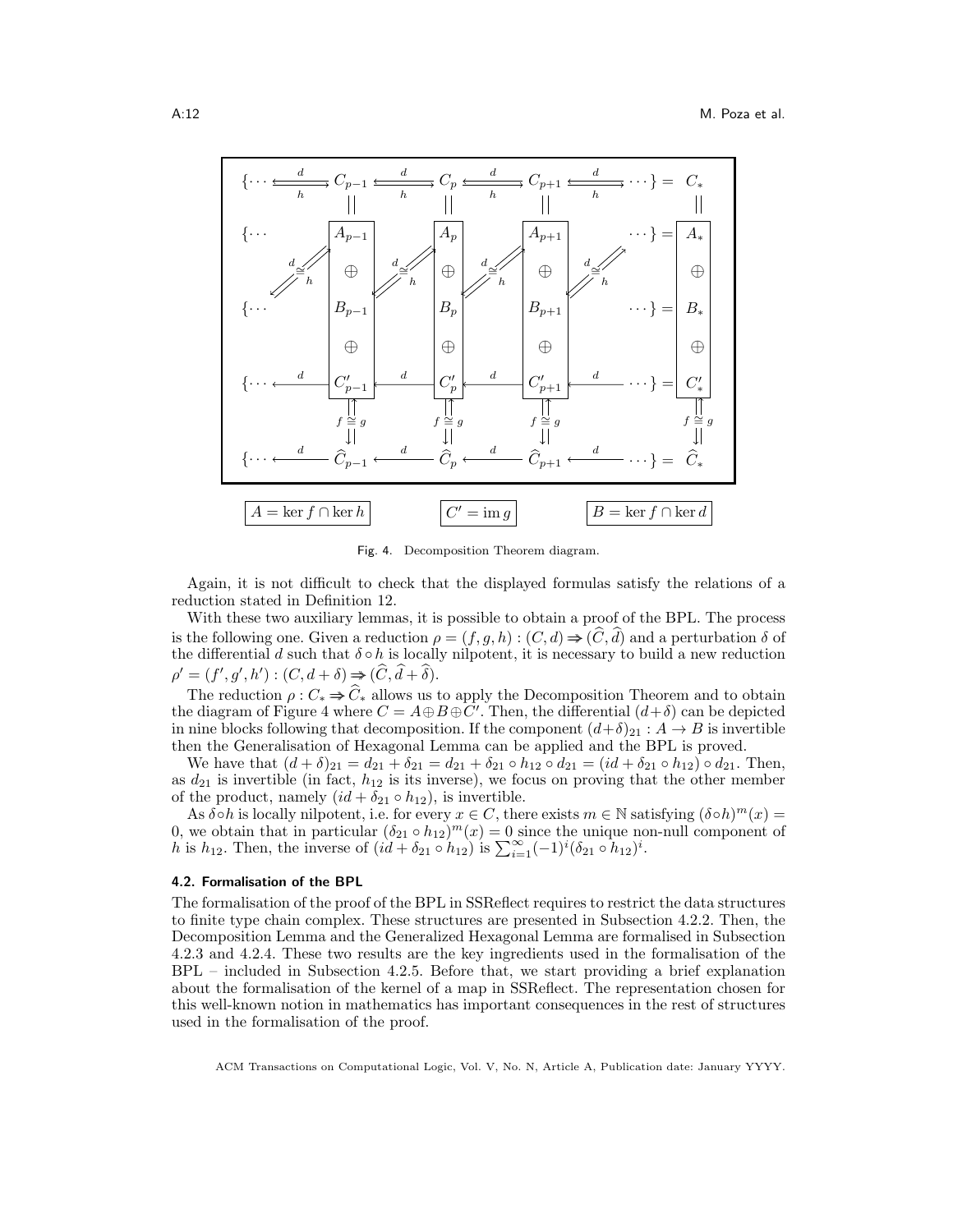Fig. 4. Decomposition Theorem diagram.

Again, it is not difficult to check that the displayed formulas satisfy the relations of a reduction stated in Definition 12.

With these two auxiliary lemmas, it is possible to obtain a proof of the BPL. The process is the following one. Given a reduction $\rho = (f, g, h) : (C, d) \Rightarrow (\widehat{C}, \widehat{d})$ and a perturbation $\delta$ of the differential $d$ such that $\delta \circ h$ is locally nilpotent, it is necessary to build a new reduction $\rho' = (f', g', h') : (C, d + \delta) \Rightarrow (\widehat{C}, \widehat{d} + \widehat{\delta})$.

The reduction $\rho : C_* \Rightarrow \widehat{C}_*$ allows us to apply the Decomposition Theorem and to obtain the diagram of Figure 4 where $C = A \oplus B \oplus C'$. Then, the differential $(d + \delta)$ can be depicted in nine blocks following that decomposition. If the component $(d + \delta)_{21} : A \rightarrow B$ is invertible then the Generalisation of Hexagonal Lemma can be applied and the BPL is proved.

We have that $(d + \delta)_{21} = d_{21} + \delta_{21} = d_{21} + \delta_{21} \circ h_{12} \circ d_{21} = (id + \delta_{21} \circ h_{12}) \circ d_{21}$. Then, as $d_{21}$ is invertible (in fact, $h_{12}$ is its inverse), we focus on proving that the other member of the product, namely $(id + \delta_{21} \circ h_{12})$, is invertible.

As $\delta \circ h$ is locally nilpotent, i.e. for every $x \in C$, there exists $m \in \mathbb{N}$ satisfying $(\delta \circ h)^m(x) = 0$, we obtain that in particular $(\delta_{21} \circ h_{12})^m(x) = 0$ since the unique non-null component of $h$ is $h_{12}$. Then, the inverse of $(id + \delta_{21} \circ h_{12})$ is $\sum_{i=1}^{\infty} (-1)^i (\delta_{21} \circ h_{12})^i$.

### 4.2. Formalisation of the BPL

The formalisation of the proof of the BPL in SSReflect requires to restrict the data structures to finite type chain complex. These structures are presented in Subsection 4.2.2. Then, the Decomposition Lemma and the Generalized Hexagonal Lemma are formalised in Subsection 4.2.3 and 4.2.4. These two results are the key ingredients used in the formalisation of the BPL – included in Subsection 4.2.5. Before that, we start providing a brief explanation about the formalisation of the kernel of a map in SSReflect. The representation chosen for this well-known notion in mathematics has important consequences in the rest of structures used in the formalisation of the proof.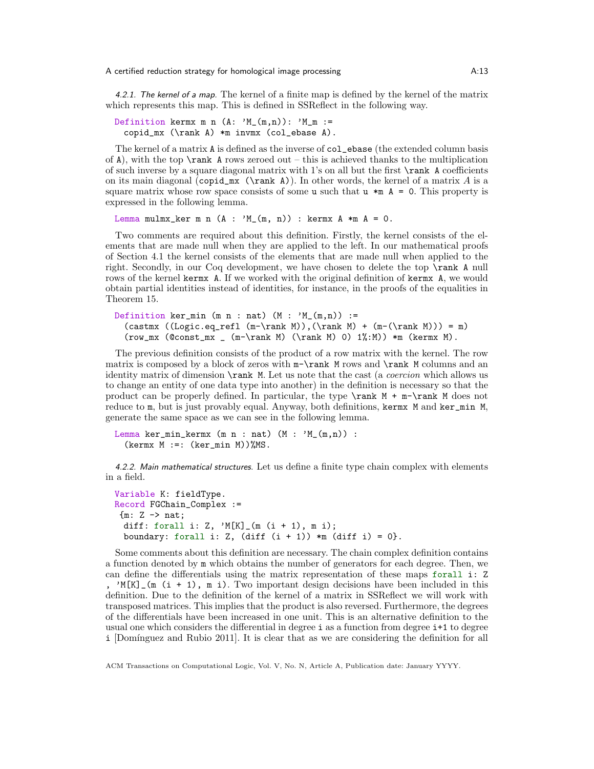*4.2.1. The kernel of a map.* The kernel of a finite map is defined by the kernel of the matrix which represents this map. This is defined in SSReflect in the following way.

```
Definition kermx m n (A: 'M_(m,n)): 'M_m :=
  copid_mx (\rank A) *m invmx (col_ebase A).
```

The kernel of a matrix `A` is defined as the inverse of `col_ebase` (the extended column basis of `A`), with the top `\rank A` rows zeroed out – this is achieved thanks to the multiplication of such inverse by a square diagonal matrix with 1's on all but the first `\rank A` coefficients on its main diagonal (`copid_mx (\rank A)`). In other words, the kernel of a matrix $A$ is a square matrix whose row space consists of some `u` such that `u *m A = 0`. This property is expressed in the following lemma.

```
Lemma mulmx_ker m n (A : 'M_(m, n)) : kermx A *m A = 0.
```

Two comments are required about this definition. Firstly, the kernel consists of the elements that are made null when they are applied to the left. In our mathematical proofs of Section 4.1 the kernel consists of the elements that are made null when applied to the right. Secondly, in our Coq development, we have chosen to delete the top `\rank A` null rows of the kernel `kermx A`. If we worked with the original definition of `kermx A`, we would obtain partial identities instead of identities, for instance, in the proofs of the equalities in Theorem 15.

```
Definition ker_min (m n : nat) (M : 'M_(m,n)) :=
  (castmx ((Logic.eq_refl (m-\rank M)),(\rank M) + (m-(\rank M))) = m)
  (row_mx (@const_mx _ (m-\rank M) (\rank M) 0) 1%:M)) *m (kermx M).
```

The previous definition consists of the product of a row matrix with the kernel. The row matrix is composed by a block of zeros with `m-\rank M` rows and `\rank M` columns and an identity matrix of dimension `\rank M`. Let us note that the cast (a *coercion* which allows us to change an entity of one data type into another) in the definition is necessary so that the product can be properly defined. In particular, the type `\rank M + m-\rank M` does not reduce to `m`, but is just provably equal. Anyway, both definitions, `kermx M` and `ker_min M`, generate the same space as we can see in the following lemma.

```
Lemma ker_min_kermx (m n : nat) (M : 'M_(m,n)) :
  (kermx M :=: (ker_min M))%MS.
```

*4.2.2. Main mathematical structures.* Let us define a finite type chain complex with elements in a field.

```
Variable K: fieldType.
Record FGChain_Complex :=
 {m: Z -> nat;
  diff: forall i: Z, 'M[K]_(m (i + 1), m i);
  boundary: forall i: Z, (diff (i + 1)) *m (diff i) = 0}.
```

Some comments about this definition are necessary. The chain complex definition contains a function denoted by `m` which obtains the number of generators for each degree. Then, we can define the differentials using the matrix representation of these maps `forall i: Z , 'M[K]_(m (i + 1), m i)`. Two important design decisions have been included in this definition. Due to the definition of the kernel of a matrix in SSReflect we will work with transposed matrices. This implies that the product is also reversed. Furthermore, the degrees of the differentials have been increased in one unit. This is an alternative definition to the usual one which considers the differential in degree `i` as a function from degree `i+1` to degree `i` [Domínguez and Rubio 2011]. It is clear that as we are considering the definition for all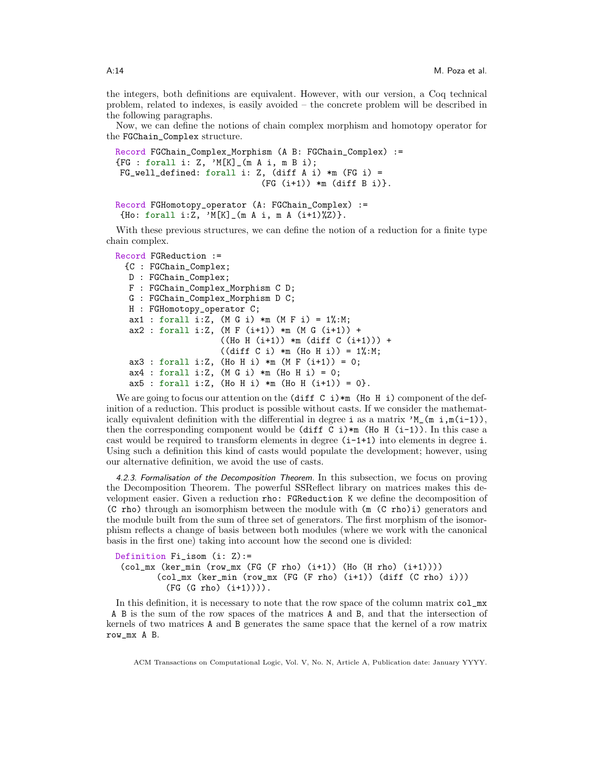the integers, both definitions are equivalent. However, with our version, a Coq technical problem, related to indexes, is easily avoided – the concrete problem will be described in the following paragraphs.

Now, we can define the notions of chain complex morphism and homotopy operator for the `FGChain_Complex` structure.

```
Record FGChain_Complex_Morphism (A B: FGChain_Complex) :=
{FG : forall i: Z, 'M[K]_(m A i, m B i);
 FG_well_defined: forall i: Z, (diff A i) *m (FG i) =
                               (FG (i+1)) *m (diff B i)}.

Record FGHomotopy_operator (A: FGChain_Complex) :=
 {Ho: forall i:Z, 'M[K]_(m A i, m A (i+1)%Z)}.
```

With these previous structures, we can define the notion of a reduction for a finite type chain complex.

```
Record FGReduction :=
  {C : FGChain_Complex;
   D : FGChain_Complex;
   F : FGChain_Complex_Morphism C D;
   G : FGChain_Complex_Morphism D C;
   H : FGHomotopy_operator C;
   ax1 : forall i:Z, (M G i) *m (M F i) = 1%:M;
   ax2 : forall i:Z, (M F (i+1)) *m (M G (i+1)) +
                     ((Ho H (i+1)) *m (diff C (i+1))) +
                     ((diff C i) *m (Ho H i)) = 1%:M;
   ax3 : forall i:Z, (Ho H i) *m (M F (i+1)) = 0;
   ax4 : forall i:Z, (M G i) *m (Ho H i) = 0;
   ax5 : forall i:Z, (Ho H i) *m (Ho H (i+1)) = 0}.
```

We are going to focus our attention on the `(diff C i)*m (Ho H i)` component of the definition of a reduction. This product is possible without casts. If we consider the mathematically equivalent definition with the differential in degree `i` as a matrix `'M_(m i,m(i-1))`, then the corresponding component would be `(diff C i)*m (Ho H (i-1))`. In this case a cast would be required to transform elements in degree `(i-1+1)` into elements in degree `i`. Using such a definition this kind of casts would populate the development; however, using our alternative definition, we avoid the use of casts.

*4.2.3. Formalisation of the Decomposition Theorem.* In this subsection, we focus on proving the Decomposition Theorem. The powerful SSReflect library on matrices makes this development easier. Given a reduction `rho: FGReduction K` we define the decomposition of `(C rho)` through an isomorphism between the module with `(m (C rho)i)` generators and the module built from the sum of three set of generators. The first morphism of the isomorphism reflects a change of basis between both modules (where we work with the canonical basis in the first one) taking into account how the second one is divided:

```
Definition Fi_isom (i: Z):=
 (col_mx (ker_min (row_mx (FG (F rho) (i+1)) (Ho (H rho) (i+1))))
         (col_mx (ker_min (row_mx (FG (F rho) (i+1)) (diff (C rho) i)))
           (FG (G rho) (i+1)))).
```

In this definition, it is necessary to note that the row space of the column matrix `col_mx A B` is the sum of the row spaces of the matrices `A` and `B`, and that the intersection of kernels of two matrices `A` and `B` generates the same space that the kernel of a row matrix `row_mx A B`.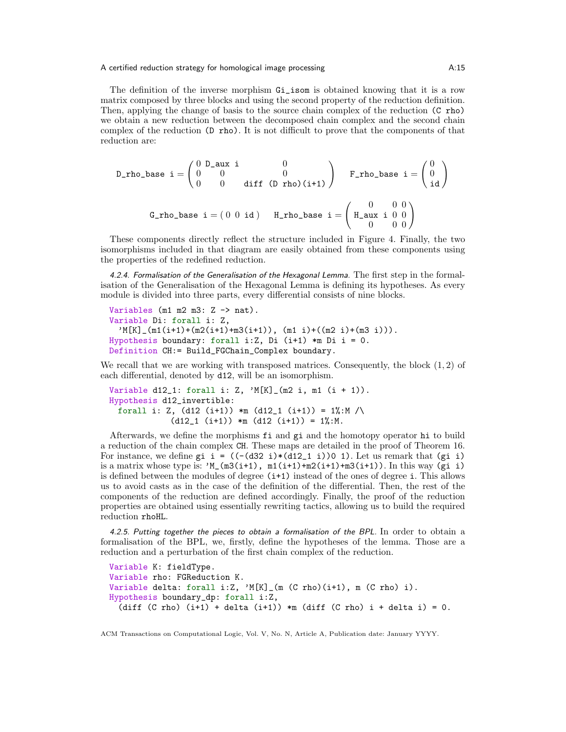The definition of the inverse morphism `Gi_isom` is obtained knowing that it is a row matrix composed by three blocks and using the second property of the reduction definition. Then, applying the change of basis to the source chain complex of the reduction `(C rho)` we obtain a new reduction between the decomposed chain complex and the second chain complex of the reduction `(D rho)`. It is not difficult to prove that the components of that reduction are:

$$\texttt{D\_rho\_base i} = \begin{pmatrix} 0 & \texttt{D\_aux i} & 0 \\ 0 & 0 & 0 \\ 0 & 0 & \texttt{diff (D rho)(i+1)} \end{pmatrix} \quad \texttt{F\_rho\_base i} = \begin{pmatrix} 0 \\ 0 \\ \texttt{id} \end{pmatrix}$$

$$\texttt{G\_rho\_base i} = \begin{pmatrix} 0 & 0 & \texttt{id} \end{pmatrix} \quad \texttt{H\_rho\_base i} = \begin{pmatrix} 0 & 0 & 0 \\ \texttt{H\_aux i} & 0 & 0 \\ 0 & 0 & 0 \end{pmatrix}$$

These components directly reflect the structure included in Figure 4. Finally, the two isomorphisms included in that diagram are easily obtained from these components using the properties of the redefined reduction.

*4.2.4. Formalisation of the Generalisation of the Hexagonal Lemma.* The first step in the formalisation of the Generalisation of the Hexagonal Lemma is defining its hypotheses. As every module is divided into three parts, every differential consists of nine blocks.

```
Variables (m1 m2 m3: Z -> nat).
Variable Di: forall i: Z,
  'M[K]_(m1(i+1)+(m2(i+1)+m3(i+1)), (m1 i)+((m2 i)+(m3 i))).
Hypothesis boundary: forall i:Z, Di (i+1) *m Di i = 0.
Definition CH:= Build_FGChain_Complex boundary.
```

We recall that we are working with transposed matrices. Consequently, the block $(1, 2)$ of each differential, denoted by `d12`, will be an isomorphism.

```
Variable d12_1: forall i: Z, 'M[K]_(m2 i, m1 (i + 1)).
Hypothesis d12_invertible:
  forall i: Z, (d12 (i+1)) *m (d12_1 (i+1)) = 1%:M /\
             (d12_1 (i+1)) *m (d12 (i+1)) = 1%:M.
```

Afterwards, we define the morphisms `fi` and `gi` and the homotopy operator `hi` to build a reduction of the chain complex `CH`. These maps are detailed in the proof of Theorem 16. For instance, we define `gi i = ((-(d32 i)*(d12_1 i))0 1)`. Let us remark that `(gi i)` is a matrix whose type is: `'M_(m3(i+1), m1(i+1)+m2(i+1)+m3(i+1))`. In this way `(gi i)` is defined between the modules of degree `(i+1)` instead of the ones of degree `i`. This allows us to avoid casts as in the case of the definition of the differential. Then, the rest of the components of the reduction are defined accordingly. Finally, the proof of the reduction properties are obtained using essentially rewriting tactics, allowing us to build the required reduction `rhoHL`.

*4.2.5. Putting together the pieces to obtain a formalisation of the BPL.* In order to obtain a formalisation of the BPL, we, firstly, define the hypotheses of the lemma. Those are a reduction and a perturbation of the first chain complex of the reduction.

```
Variable K: fieldType.
Variable rho: FGReduction K.
Variable delta: forall i:Z, 'M[K]_(m (C rho)(i+1), m (C rho) i).
Hypothesis boundary_dp: forall i:Z,
  (diff (C rho) (i+1) + delta (i+1)) *m (diff (C rho) i + delta i) = 0.
```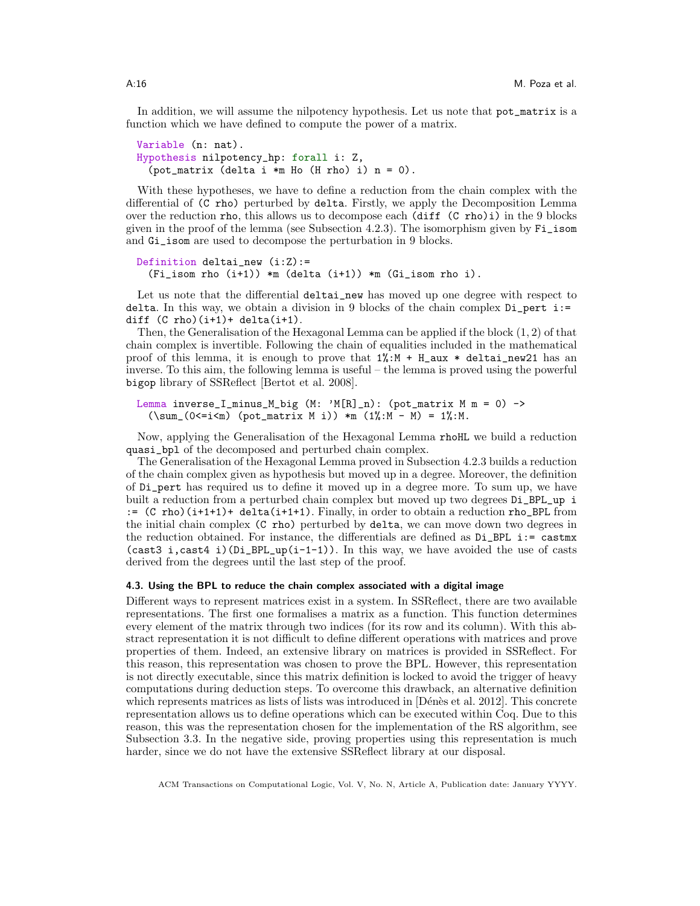In addition, we will assume the nilpotency hypothesis. Let us note that `pot_matrix` is a function which we have defined to compute the power of a matrix.

```
Variable (n: nat).
Hypothesis nilpotency_hp: forall i: Z,
  (pot_matrix (delta i *m Ho (H rho) i) n = 0).
```

With these hypotheses, we have to define a reduction from the chain complex with the differential of `(C rho)` perturbed by `delta`. Firstly, we apply the Decomposition Lemma over the reduction `rho`, this allows us to decompose each `(diff (C rho)i)` in the 9 blocks given in the proof of the lemma (see Subsection 4.2.3). The isomorphism given by `Fi_isom` and `Gi_isom` are used to decompose the perturbation in 9 blocks.

```
Definition deltai_new (i:Z):=
  (Fi_isom rho (i+1)) *m (delta (i+1)) *m (Gi_isom rho i).
```

Let us note that the differential `deltai_new` has moved up one degree with respect to `delta`. In this way, we obtain a division in 9 blocks of the chain complex `Di_pert i:= diff (C rho)(i+1)+ delta(i+1)`.

Then, the Generalisation of the Hexagonal Lemma can be applied if the block $(1, 2)$ of that chain complex is invertible. Following the chain of equalities included in the mathematical proof of this lemma, it is enough to prove that `1%:M + H_aux * deltai_new21` has an inverse. To this aim, the following lemma is useful – the lemma is proved using the powerful `bigop` library of SSReflect [Bertot et al. 2008].

```
Lemma inverse_I_minus_M_big (M: 'M[R]_n): (pot_matrix M m = 0) ->
  (\sum_(0<=i<m) (pot_matrix M i)) *m (1%:M - M) = 1%:M.
```

Now, applying the Generalisation of the Hexagonal Lemma `rhoHL` we build a reduction `quasi_bpl` of the decomposed and perturbed chain complex.

The Generalisation of the Hexagonal Lemma proved in Subsection 4.2.3 builds a reduction of the chain complex given as hypothesis but moved up in a degree. Moreover, the definition of `Di_pert` has required us to define it moved up in a degree more. To sum up, we have built a reduction from a perturbed chain complex but moved up two degrees `Di_BPL_up i := (C rho)(i+1+1)+ delta(i+1+1)`. Finally, in order to obtain a reduction `rho_BPL` from the initial chain complex `(C rho)` perturbed by `delta`, we can move down two degrees in the reduction obtained. For instance, the differentials are defined as `Di_BPL i:= castmx (cast3 i,cast4 i)(Di_BPL_up(i-1-1))`. In this way, we have avoided the use of casts derived from the degrees until the last step of the proof.

### 4.3. Using the BPL to reduce the chain complex associated with a digital image

Different ways to represent matrices exist in a system. In SSReflect, there are two available representations. The first one formalises a matrix as a function. This function determines every element of the matrix through two indices (for its row and its column). With this abstract representation it is not difficult to define different operations with matrices and prove properties of them. Indeed, an extensive library on matrices is provided in SSReflect. For this reason, this representation was chosen to prove the BPL. However, this representation is not directly executable, since this matrix definition is locked to avoid the trigger of heavy computations during deduction steps. To overcome this drawback, an alternative definition which represents matrices as lists of lists was introduced in [Dénès et al. 2012]. This concrete representation allows us to define operations which can be executed within Coq. Due to this reason, this was the representation chosen for the implementation of the RS algorithm, see Subsection 3.3. In the negative side, proving properties using this representation is much harder, since we do not have the extensive SSReflect library at our disposal.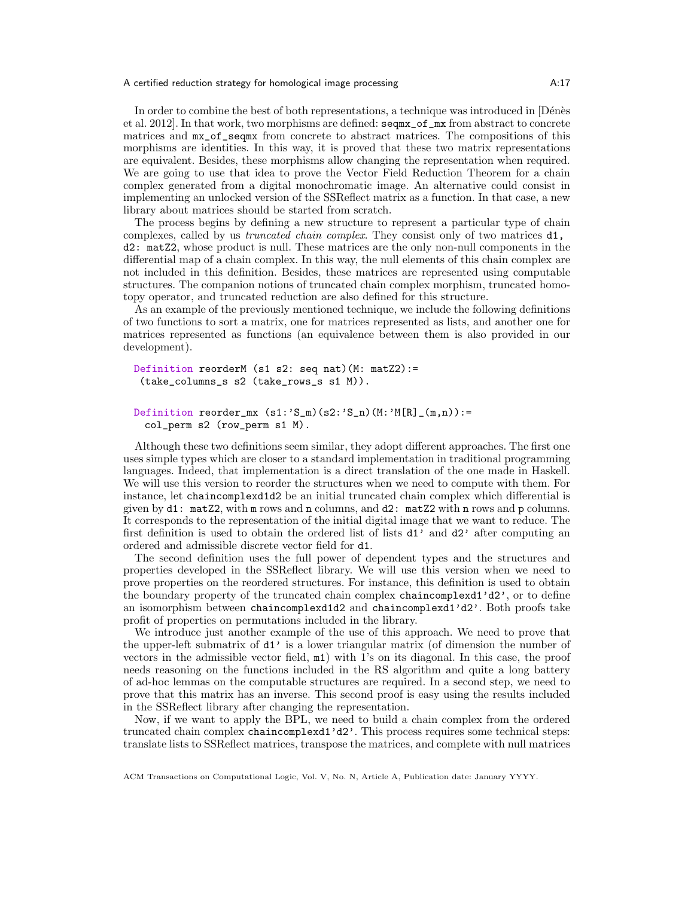In order to combine the best of both representations, a technique was introduced in [Dénès et al. 2012]. In that work, two morphisms are defined: `seqmx_of_mx` from abstract to concrete matrices and `mx_of_seqmx` from concrete to abstract matrices. The compositions of this morphisms are identities. In this way, it is proved that these two matrix representations are equivalent. Besides, these morphisms allow changing the representation when required. We are going to use that idea to prove the Vector Field Reduction Theorem for a chain complex generated from a digital monochromatic image. An alternative could consist in implementing an unlocked version of the SSReflect matrix as a function. In that case, a new library about matrices should be started from scratch.

The process begins by defining a new structure to represent a particular type of chain complexes, called by us *truncated chain complex*. They consist only of two matrices `d1, d2: matZ2`, whose product is null. These matrices are the only non-null components in the differential map of a chain complex. In this way, the null elements of this chain complex are not included in this definition. Besides, these matrices are represented using computable structures. The companion notions of truncated chain complex morphism, truncated homotopy operator, and truncated reduction are also defined for this structure.

As an example of the previously mentioned technique, we include the following definitions of two functions to sort a matrix, one for matrices represented as lists, and another one for matrices represented as functions (an equivalence between them is also provided in our development).

```
Definition reorderM (s1 s2: seq nat)(M: matZ2):=
 (take_columns_s s2 (take_rows_s s1 M)).

Definition reorder_mx (s1:'S_m)(s2:'S_n)(M:'M[R]_(m,n)):=
  col_perm s2 (row_perm s1 M).
```

Although these two definitions seem similar, they adopt different approaches. The first one uses simple types which are closer to a standard implementation in traditional programming languages. Indeed, that implementation is a direct translation of the one made in Haskell. We will use this version to reorder the structures when we need to compute with them. For instance, let `chaincomplexd1d2` be an initial truncated chain complex which differential is given by `d1: matZ2`, with `m` rows and `n` columns, and `d2: matZ2` with `n` rows and `p` columns. It corresponds to the representation of the initial digital image that we want to reduce. The first definition is used to obtain the ordered list of lists `d1'` and `d2'` after computing an ordered and admissible discrete vector field for `d1`.

The second definition uses the full power of dependent types and the structures and properties developed in the SSReflect library. We will use this version when we need to prove properties on the reordered structures. For instance, this definition is used to obtain the boundary property of the truncated chain complex `chaincomplexd1'd2'`, or to define an isomorphism between `chaincomplexd1d2` and `chaincomplexd1'd2'`. Both proofs take profit of properties on permutations included in the library.

We introduce just another example of the use of this approach. We need to prove that the upper-left submatrix of `d1'` is a lower triangular matrix (of dimension the number of vectors in the admissible vector field, `m1`) with 1's on its diagonal. In this case, the proof needs reasoning on the functions included in the RS algorithm and quite a long battery of ad-hoc lemmas on the computable structures are required. In a second step, we need to prove that this matrix has an inverse. This second proof is easy using the results included in the SSReflect library after changing the representation.

Now, if we want to apply the BPL, we need to build a chain complex from the ordered truncated chain complex `chaincomplexd1'd2'`. This process requires some technical steps: translate lists to SSReflect matrices, transpose the matrices, and complete with null matrices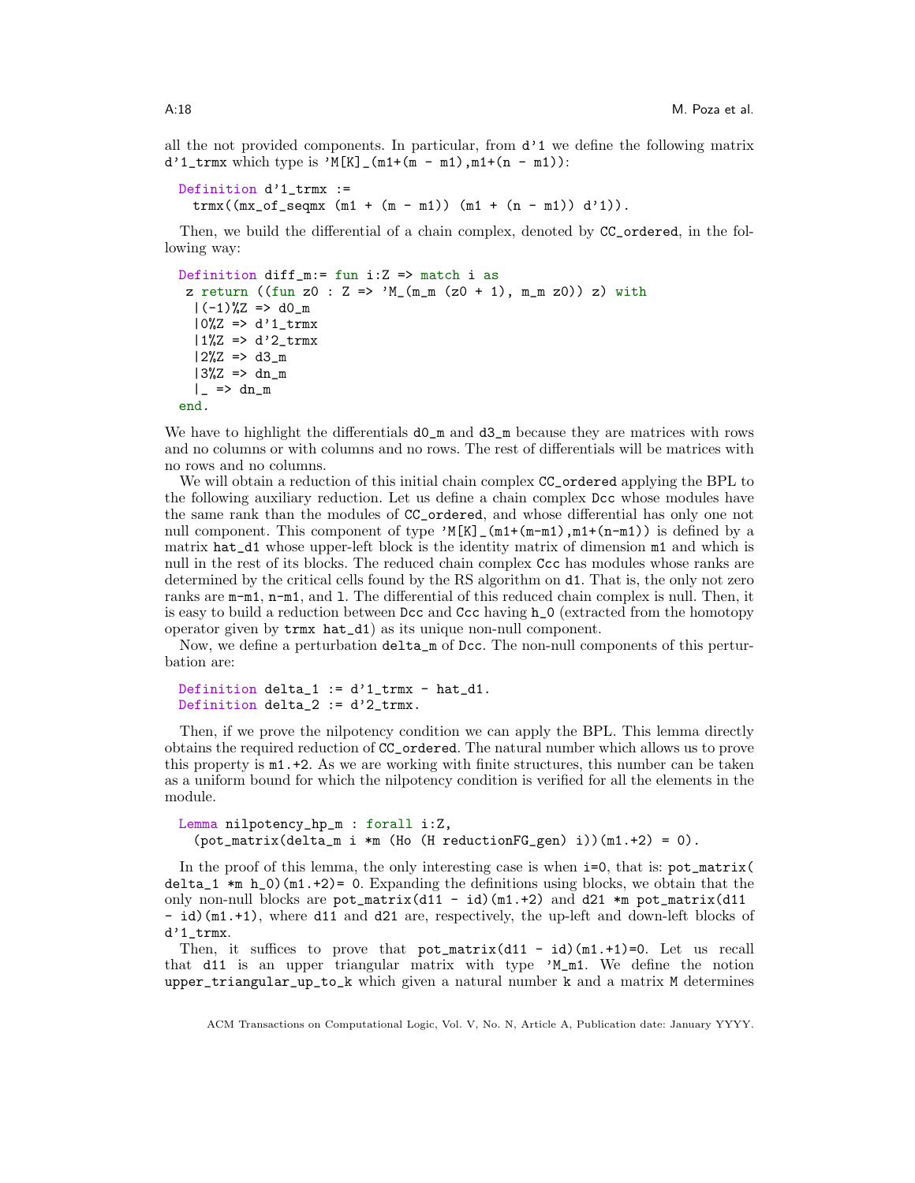all the not provided components. In particular, from `d'1` we define the following matrix `d'1_trmx` which type is `'M[K]_(m1+(m - m1),m1+(n - m1))`:

```
Definition d'1_trmx :=
  trmx((mx_of_seqmx (m1 + (m - m1)) (m1 + (n - m1)) d'1)).
```

Then, we build the differential of a chain complex, denoted by `CC_ordered`, in the following way:

```
Definition diff_m:= fun i:Z => match i as
 z return ((fun z0 : Z => 'M_(m_m (z0 + 1), m_m z0)) z) with
  |(-1)%Z => d0_m
  |0%Z => d'1_trmx
  |1%Z => d'2_trmx
  |2%Z => d3_m
  |3%Z => dn_m
  |_ => dn_m
end.
```

We have to highlight the differentials `d0_m` and `d3_m` because they are matrices with rows and no columns or with columns and no rows. The rest of differentials will be matrices with no rows and no columns.

We will obtain a reduction of this initial chain complex `CC_ordered` applying the BPL to the following auxiliary reduction. Let us define a chain complex `Dcc` whose modules have the same rank than the modules of `CC_ordered`, and whose differential has only one not null component. This component of type `'M[K]_(m1+(m-m1),m1+(n-m1))` is defined by a matrix `hat_d1` whose upper-left block is the identity matrix of dimension `m1` and which is null in the rest of its blocks. The reduced chain complex `Ccc` has modules whose ranks are determined by the critical cells found by the RS algorithm on `d1`. That is, the only not zero ranks are `m-m1`, `n-m1`, and `l`. The differential of this reduced chain complex is null. Then, it is easy to build a reduction between `Dcc` and `Ccc` having `h_0` (extracted from the homotopy operator given by `trmx hat_d1`) as its unique non-null component.

Now, we define a perturbation `delta_m` of `Dcc`. The non-null components of this perturbation are:

```
Definition delta_1 := d'1_trmx - hat_d1.
Definition delta_2 := d'2_trmx.
```

Then, if we prove the nilpotency condition we can apply the BPL. This lemma directly obtains the required reduction of `CC_ordered`. The natural number which allows us to prove this property is `m1.+2`. As we are working with finite structures, this number can be taken as a uniform bound for which the nilpotency condition is verified for all the elements in the module.

```
Lemma nilpotency_hp_m : forall i:Z,
  (pot_matrix(delta_m i *m (Ho (H reductionFG_gen) i))(m1.+2) = 0).
```

In the proof of this lemma, the only interesting case is when `i=0`, that is: `pot_matrix(delta_1 *m h_0)(m1.+2)= 0`. Expanding the definitions using blocks, we obtain that the only non-null blocks are `pot_matrix(d11 - id)(m1.+2)` and `d21 *m pot_matrix(d11 - id)(m1.+1)`, where `d11` and `d21` are, respectively, the up-left and down-left blocks of `d'1_trmx`.

Then, it suffices to prove that `pot_matrix(d11 - id)(m1.+1)=0`. Let us recall that `d11` is an upper triangular matrix with type `'M_m1`. We define the notion `upper_triangular_up_to_k` which given a natural number `k` and a matrix `M` determines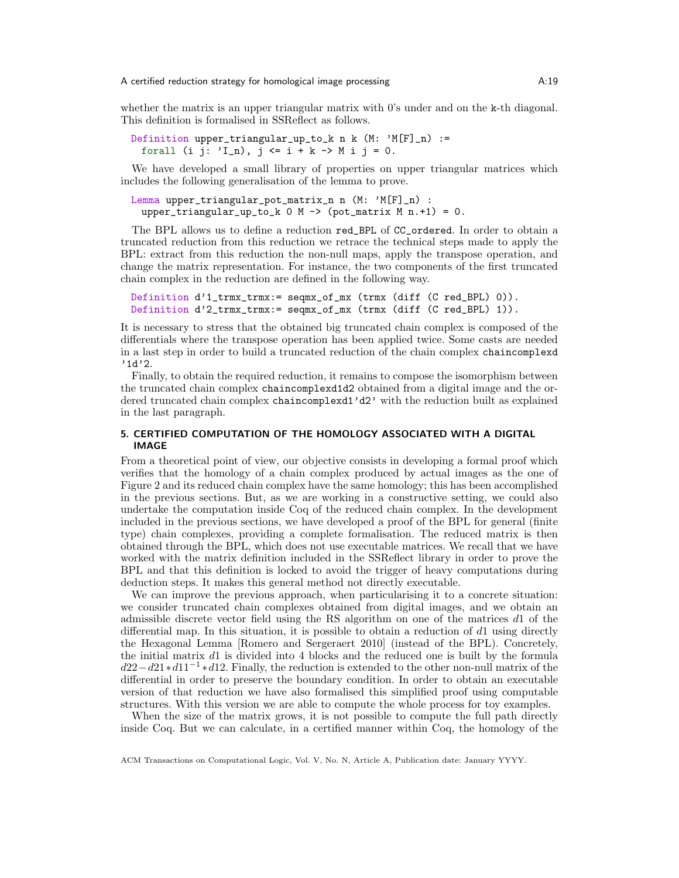whether the matrix is an upper triangular matrix with 0's under and on the k-th diagonal. This definition is formalised in SSReflect as follows.

```
Definition upper_triangular_up_to_k n k (M: 'M[F]_n) :=
  forall (i j: 'I_n), j <= i + k -> M i j = 0.
```

We have developed a small library of properties on upper triangular matrices which includes the following generalisation of the lemma to prove.

```
Lemma upper_triangular_pot_matrix_n n (M: 'M[F]_n) :
  upper_triangular_up_to_k 0 M -> (pot_matrix M n.+1) = 0.
```

The BPL allows us to define a reduction red_BPL of CC_ordered. In order to obtain a truncated reduction from this reduction we retrace the technical steps made to apply the BPL: extract from this reduction the non-null maps, apply the transpose operation, and change the matrix representation. For instance, the two components of the first truncated chain complex in the reduction are defined in the following way.

```
Definition d'1_trmx_trmx:= seqmx_of_mx (trmx (diff (C red_BPL) 0)).
Definition d'2_trmx_trmx:= seqmx_of_mx (trmx (diff (C red_BPL) 1)).
```

It is necessary to stress that the obtained big truncated chain complex is composed of the differentials where the transpose operation has been applied twice. Some casts are needed in a last step in order to build a truncated reduction of the chain complex chaincomplexd '1d'2.

Finally, to obtain the required reduction, it remains to compose the isomorphism between the truncated chain complex chaincomplexd1d2 obtained from a digital image and the ordered truncated chain complex chaincomplexd1'd2' with the reduction built as explained in the last paragraph.

## 5. CERTIFIED COMPUTATION OF THE HOMOLOGY ASSOCIATED WITH A DIGITAL IMAGE

From a theoretical point of view, our objective consists in developing a formal proof which verifies that the homology of a chain complex produced by actual images as the one of Figure 2 and its reduced chain complex have the same homology; this has been accomplished in the previous sections. But, as we are working in a constructive setting, we could also undertake the computation inside Coq of the reduced chain complex. In the development included in the previous sections, we have developed a proof of the BPL for general (finite type) chain complexes, providing a complete formalisation. The reduced matrix is then obtained through the BPL, which does not use executable matrices. We recall that we have worked with the matrix definition included in the SSReflect library in order to prove the BPL and that this definition is locked to avoid the trigger of heavy computations during deduction steps. It makes this general method not directly executable.

We can improve the previous approach, when particularising it to a concrete situation: we consider truncated chain complexes obtained from digital images, and we obtain an admissible discrete vector field using the RS algorithm on one of the matrices $d1$ of the differential map. In this situation, it is possible to obtain a reduction of $d1$ using directly the Hexagonal Lemma [Romero and Sergeraert 2010] (instead of the BPL). Concretely, the initial matrix $d1$ is divided into 4 blocks and the reduced one is built by the formula $d22 - d21 * d11^{-1} * d12$. Finally, the reduction is extended to the other non-null matrix of the differential in order to preserve the boundary condition. In order to obtain an executable version of that reduction we have also formalised this simplified proof using computable structures. With this version we are able to compute the whole process for toy examples.

When the size of the matrix grows, it is not possible to compute the full path directly inside Coq. But we can calculate, in a certified manner within Coq, the homology of the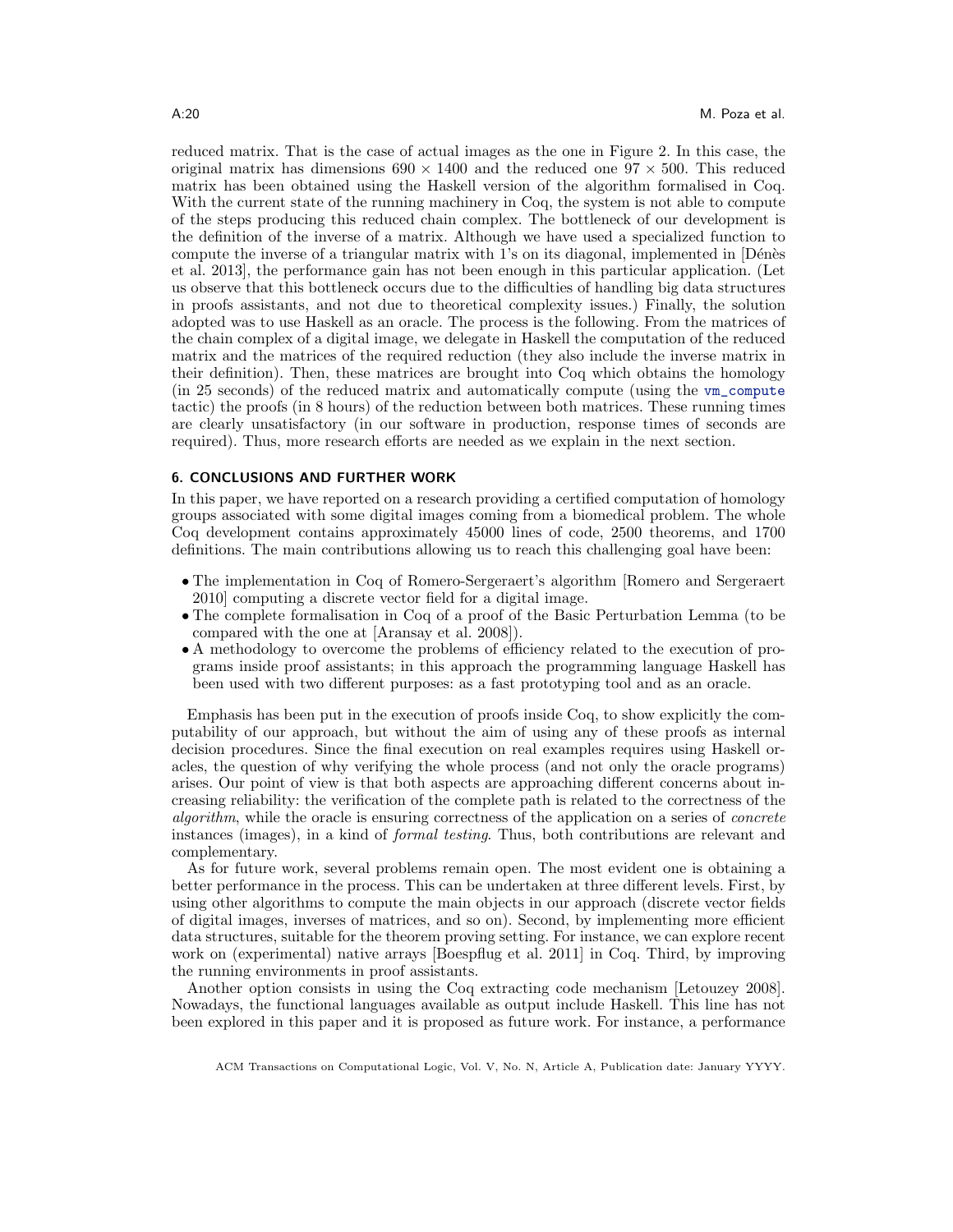reduced matrix. That is the case of actual images as the one in Figure 2. In this case, the original matrix has dimensions $690 \times 1400$ and the reduced one $97 \times 500$. This reduced matrix has been obtained using the Haskell version of the algorithm formalised in Coq. With the current state of the running machinery in Coq, the system is not able to compute of the steps producing this reduced chain complex. The bottleneck of our development is the definition of the inverse of a matrix. Although we have used a specialized function to compute the inverse of a triangular matrix with 1's on its diagonal, implemented in [Dénès et al. 2013], the performance gain has not been enough in this particular application. (Let us observe that this bottleneck occurs due to the difficulties of handling big data structures in proofs assistants, and not due to theoretical complexity issues.) Finally, the solution adopted was to use Haskell as an oracle. The process is the following. From the matrices of the chain complex of a digital image, we delegate in Haskell the computation of the reduced matrix and the matrices of the required reduction (they also include the inverse matrix in their definition). Then, these matrices are brought into Coq which obtains the homology (in 25 seconds) of the reduced matrix and automatically compute (using the `vm_compute` tactic) the proofs (in 8 hours) of the reduction between both matrices. These running times are clearly unsatisfactory (in our software in production, response times of seconds are required). Thus, more research efforts are needed as we explain in the next section.

## 6. CONCLUSIONS AND FURTHER WORK

In this paper, we have reported on a research providing a certified computation of homology groups associated with some digital images coming from a biomedical problem. The whole Coq development contains approximately 45000 lines of code, 2500 theorems, and 1700 definitions. The main contributions allowing us to reach this challenging goal have been:

- The implementation in Coq of Romero-Sergeraert's algorithm [Romero and Sergeraert 2010] computing a discrete vector field for a digital image.
- The complete formalisation in Coq of a proof of the Basic Perturbation Lemma (to be compared with the one at [Aransay et al. 2008]).
- A methodology to overcome the problems of efficiency related to the execution of programs inside proof assistants; in this approach the programming language Haskell has been used with two different purposes: as a fast prototyping tool and as an oracle.

Emphasis has been put in the execution of proofs inside Coq, to show explicitly the computability of our approach, but without the aim of using any of these proofs as internal decision procedures. Since the final execution on real examples requires using Haskell oracles, the question of why verifying the whole process (and not only the oracle programs) arises. Our point of view is that both aspects are approaching different concerns about increasing reliability: the verification of the complete path is related to the correctness of the *algorithm*, while the oracle is ensuring correctness of the application on a series of *concrete* instances (images), in a kind of *formal testing*. Thus, both contributions are relevant and complementary.

As for future work, several problems remain open. The most evident one is obtaining a better performance in the process. This can be undertaken at three different levels. First, by using other algorithms to compute the main objects in our approach (discrete vector fields of digital images, inverses of matrices, and so on). Second, by implementing more efficient data structures, suitable for the theorem proving setting. For instance, we can explore recent work on (experimental) native arrays [Boespflug et al. 2011] in Coq. Third, by improving the running environments in proof assistants.

Another option consists in using the Coq extracting code mechanism [Letouzey 2008]. Nowadays, the functional languages available as output include Haskell. This line has not been explored in this paper and it is proposed as future work. For instance, a performance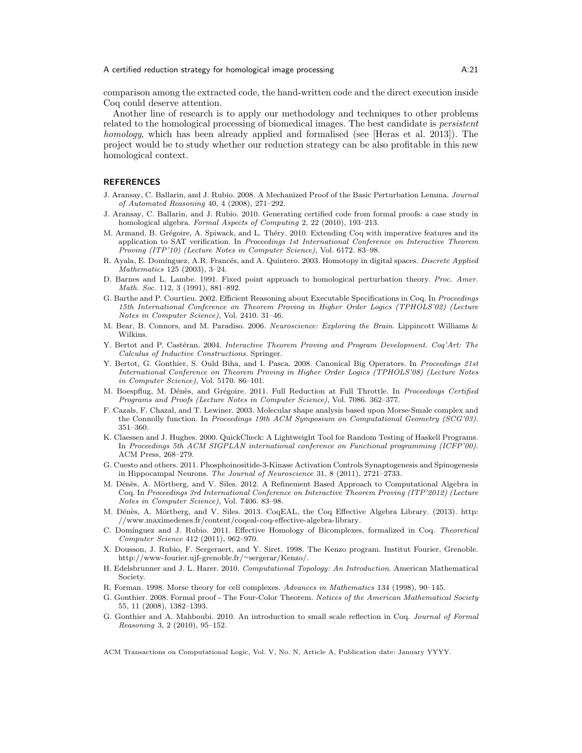comparison among the extracted code, the hand-written code and the direct execution inside Coq could deserve attention.

Another line of research is to apply our methodology and techniques to other problems related to the homological processing of biomedical images. The best candidate is *persistent homology*, which has been already applied and formalised (see [Heras et al. 2013]). The project would be to study whether our reduction strategy can be also profitable in this new homological context.

## REFERENCES

J. Aransay, C. Ballarin, and J. Rubio. 2008. A Mechanized Proof of the Basic Perturbation Lemma. *Journal of Automated Reasoning* 40, 4 (2008), 271–292.

J. Aransay, C. Ballarin, and J. Rubio. 2010. Generating certified code from formal proofs: a case study in homological algebra. *Formal Aspects of Computing* 2, 22 (2010), 193–213.

M. Armand, B. Grégoire, A. Spiwack, and L. Théry. 2010. Extending Coq with imperative features and its application to SAT verification. In *Proceedings 1st International Conference on Interactive Theorem Proving (ITP'10) (Lecture Notes in Computer Science)*, Vol. 6172. 83–98.

R. Ayala, E. Domínguez, A.R. Francés, and A. Quintero. 2003. Homotopy in digital spaces. *Discrete Applied Mathematics* 125 (2003), 3–24.

D. Barnes and L. Lambe. 1991. Fixed point approach to homological perturbation theory. *Proc. Amer. Math. Soc.* 112, 3 (1991), 881–892.

G. Barthe and P. Courtieu. 2002. Efficient Reasoning about Executable Specifications in Coq. In *Proceedings 15th International Conference on Theorem Proving in Higher Order Logics (TPHOLS'02) (Lecture Notes in Computer Science)*, Vol. 2410. 31–46.

M. Bear, B. Connors, and M. Paradiso. 2006. *Neuroscience: Exploring the Brain*. Lippincott Williams & Wilkins.

Y. Bertot and P. Castéran. 2004. *Interactive Theorem Proving and Program Development. Coq'Art: The Calculus of Inductive Constructions*. Springer.

Y. Bertot, G. Gonthier, S. Ould Biha, and I. Pasca. 2008. Canonical Big Operators. In *Proceedings 21st International Conference on Theorem Proving in Higher Order Logics (TPHOLS'08) (Lecture Notes in Computer Science)*, Vol. 5170. 86–101.

M. Boespflug, M. Dénès, and Grégoire. 2011. Full Reduction at Full Throttle. In *Proceedings Certified Programs and Proofs (Lecture Notes in Computer Science)*, Vol. 7086. 362–377.

F. Cazals, F. Chazal, and T. Lewiner. 2003. Molecular shape analysis based upon Morse-Smale complex and the Connolly function. In *Proceedings 19th ACM Symposium on Computational Geometry (SCG'03)*. 351–360.

K. Claessen and J. Hughes. 2000. QuickCheck: A Lightweight Tool for Random Testing of Haskell Programs. In *Proceedings 5th ACM SIGPLAN international conference on Functional programming (ICFP'00)*. ACM Press, 268–279.

G. Cuesto and others. 2011. Phosphoinositide-3-Kinase Activation Controls Synaptogenesis and Spinogenesis in Hippocampal Neurons. *The Journal of Neuroscience* 31, 8 (2011), 2721–2733.

M. Dénès, A. Mörtberg, and V. Siles. 2012. A Refinement Based Approach to Computational Algebra in Coq. In *Proceedings 3rd International Conference on Interactive Theorem Proving (ITP'2012) (Lecture Notes in Computer Science)*, Vol. 7406. 83–98.

M. Dénès, A. Mörtberg, and V. Siles. 2013. CoqEAL, the Coq Effective Algebra Library. (2013). http://www.maximedenes.fr/content/coqeal-coq-effective-algebra-library.

C. Domínguez and J. Rubio. 2011. Effective Homology of Bicomplexes, formalized in Coq. *Theoretical Computer Science* 412 (2011), 962–970.

X. Dousson, J. Rubio, F. Sergeraert, and Y. Siret. 1998. The Kenzo program. Institut Fourier, Grenoble. http://www-fourier.ujf-grenoble.fr/~sergerar/Kenzo/.

H. Edelsbrunner and J. L. Harer. 2010. *Computational Topology: An Introduction*. American Mathematical Society.

R. Forman. 1998. Morse theory for cell complexes. *Advances in Mathematics* 134 (1998), 90–145.

G. Gonthier. 2008. Formal proof - The Four-Color Theorem. *Notices of the American Mathematical Society* 55, 11 (2008), 1382–1393.

G. Gonthier and A. Mahboubi. 2010. An introduction to small scale reflection in Coq. *Journal of Formal Reasoning* 3, 2 (2010), 95–152.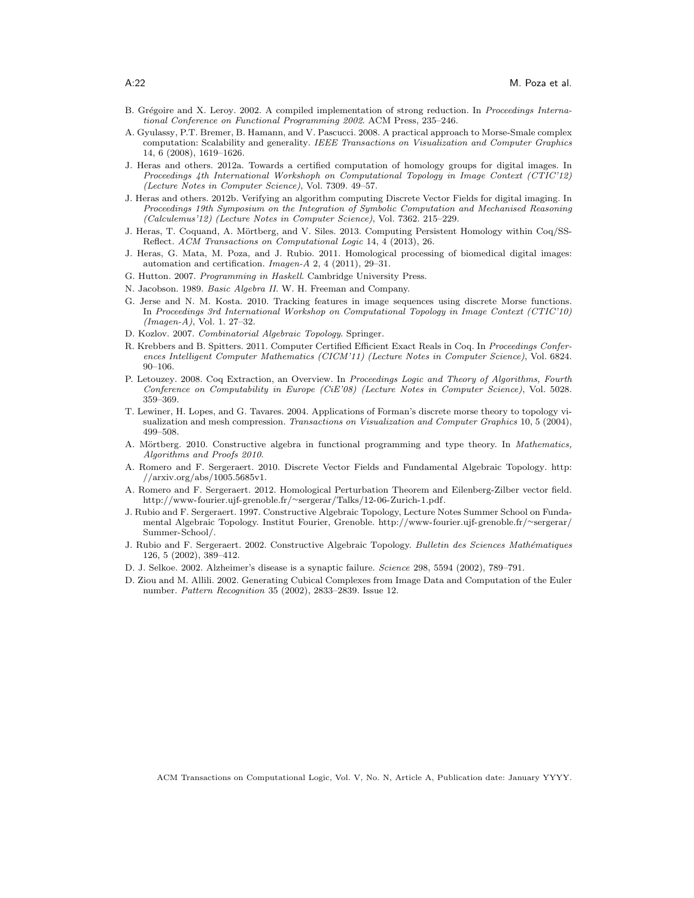B. Grégoire and X. Leroy. 2002. A compiled implementation of strong reduction. In *Proceedings International Conference on Functional Programming 2002*. ACM Press, 235–246.

A. Gyulassy, P.T. Bremer, B. Hamann, and V. Pascucci. 2008. A practical approach to Morse-Smale complex computation: Scalability and generality. *IEEE Transactions on Visualization and Computer Graphics* 14, 6 (2008), 1619–1626.

J. Heras and others. 2012a. Towards a certified computation of homology groups for digital images. In *Proceedings 4th International Workshoph on Computational Topology in Image Context (CTIC'12) (Lecture Notes in Computer Science)*, Vol. 7309. 49–57.

J. Heras and others. 2012b. Verifying an algorithm computing Discrete Vector Fields for digital imaging. In *Proceedings 19th Symposium on the Integration of Symbolic Computation and Mechanised Reasoning (Calculemus'12) (Lecture Notes in Computer Science)*, Vol. 7362. 215–229.

J. Heras, T. Coquand, A. Mörtberg, and V. Siles. 2013. Computing Persistent Homology within Coq/SSReflect. *ACM Transactions on Computational Logic* 14, 4 (2013), 26.

J. Heras, G. Mata, M. Poza, and J. Rubio. 2011. Homological processing of biomedical digital images: automation and certification. *Imagen-A* 2, 4 (2011), 29–31.

G. Hutton. 2007. *Programming in Haskell*. Cambridge University Press.

N. Jacobson. 1989. *Basic Algebra II*. W. H. Freeman and Company.

G. Jerse and N. M. Kosta. 2010. Tracking features in image sequences using discrete Morse functions. In *Proceedings 3rd International Workshop on Computational Topology in Image Context (CTIC'10) (Imagen-A)*, Vol. 1. 27–32.

D. Kozlov. 2007. *Combinatorial Algebraic Topology*. Springer.

R. Krebbers and B. Spitters. 2011. Computer Certified Efficient Exact Reals in Coq. In *Proceedings Conferences Intelligent Computer Mathematics (CICM'11) (Lecture Notes in Computer Science)*, Vol. 6824. 90–106.

P. Letouzey. 2008. Coq Extraction, an Overview. In *Proceedings Logic and Theory of Algorithms, Fourth Conference on Computability in Europe (CiE'08) (Lecture Notes in Computer Science)*, Vol. 5028. 359–369.

T. Lewiner, H. Lopes, and G. Tavares. 2004. Applications of Forman's discrete morse theory to topology visualization and mesh compression. *Transactions on Visualization and Computer Graphics* 10, 5 (2004), 499–508.

A. Mörtberg. 2010. Constructive algebra in functional programming and type theory. In *Mathematics, Algorithms and Proofs 2010*.

A. Romero and F. Sergeraert. 2010. Discrete Vector Fields and Fundamental Algebraic Topology. http://arxiv.org/abs/1005.5685v1.

A. Romero and F. Sergeraert. 2012. Homological Perturbation Theorem and Eilenberg-Zilber vector field. http://www-fourier.ujf-grenoble.fr/~sergerar/Talks/12-06-Zurich-1.pdf.

J. Rubio and F. Sergeraert. 1997. Constructive Algebraic Topology, Lecture Notes Summer School on Fundamental Algebraic Topology. Institut Fourier, Grenoble. http://www-fourier.ujf-grenoble.fr/~sergerar/Summer-School/.

J. Rubio and F. Sergeraert. 2002. Constructive Algebraic Topology. *Bulletin des Sciences Mathématiques* 126, 5 (2002), 389–412.

D. J. Selkoe. 2002. Alzheimer's disease is a synaptic failure. *Science* 298, 5594 (2002), 789–791.

D. Ziou and M. Allili. 2002. Generating Cubical Complexes from Image Data and Computation of the Euler number. *Pattern Recognition* 35 (2002), 2833–2839. Issue 12.